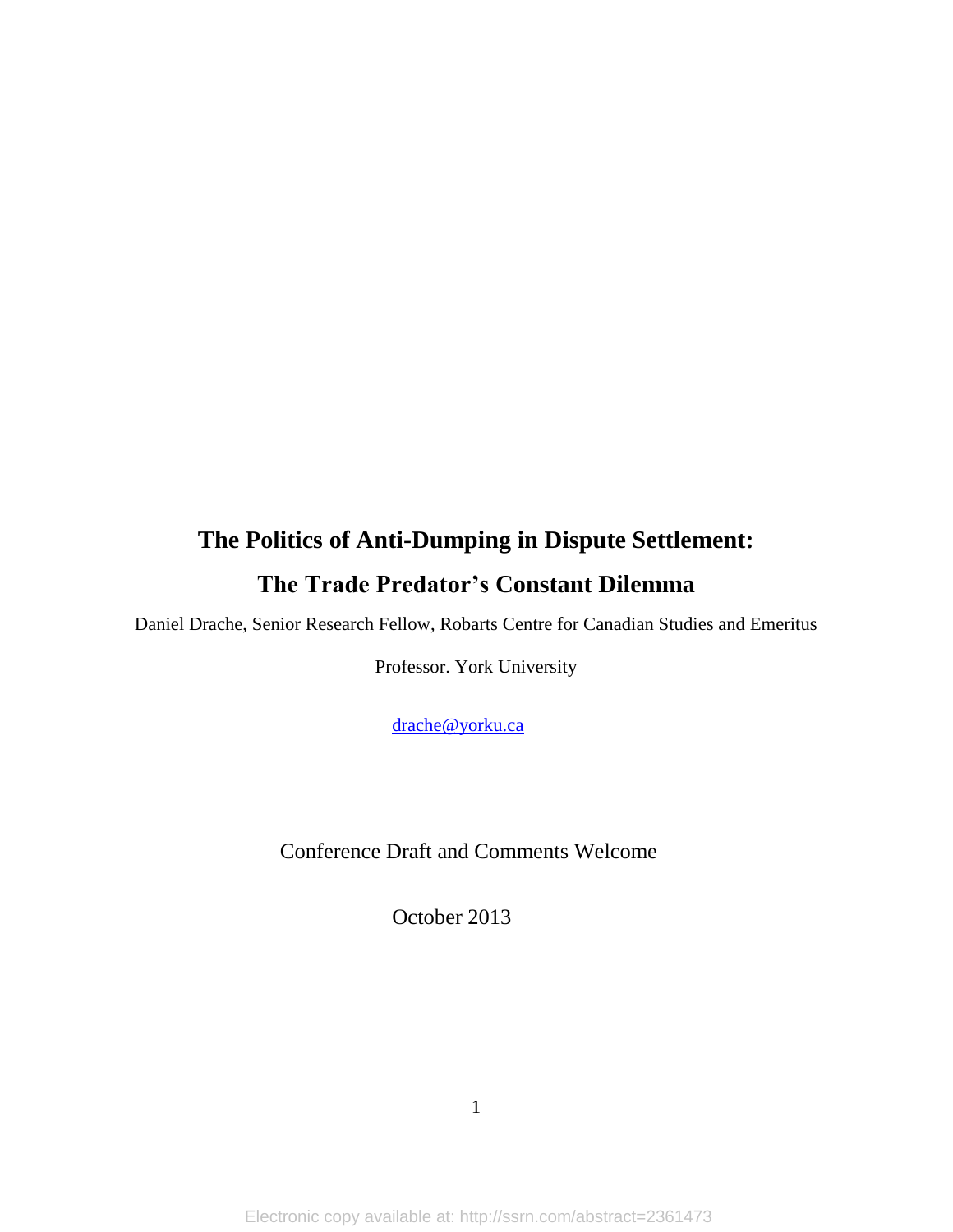# The Politics of Anti-Dumping in Dispute Settlement:

# The Trade Predator's Constant Dilemma

Daniel Drache, Senior Research Fellow, Robarts Centre for Canadian Studies and Emeritus Professor. York University

drache@yorku.ca

Conference Draft and Comments Welcome

October 2013

Electronic copy available at: http://ssrn.com/abstract=2361473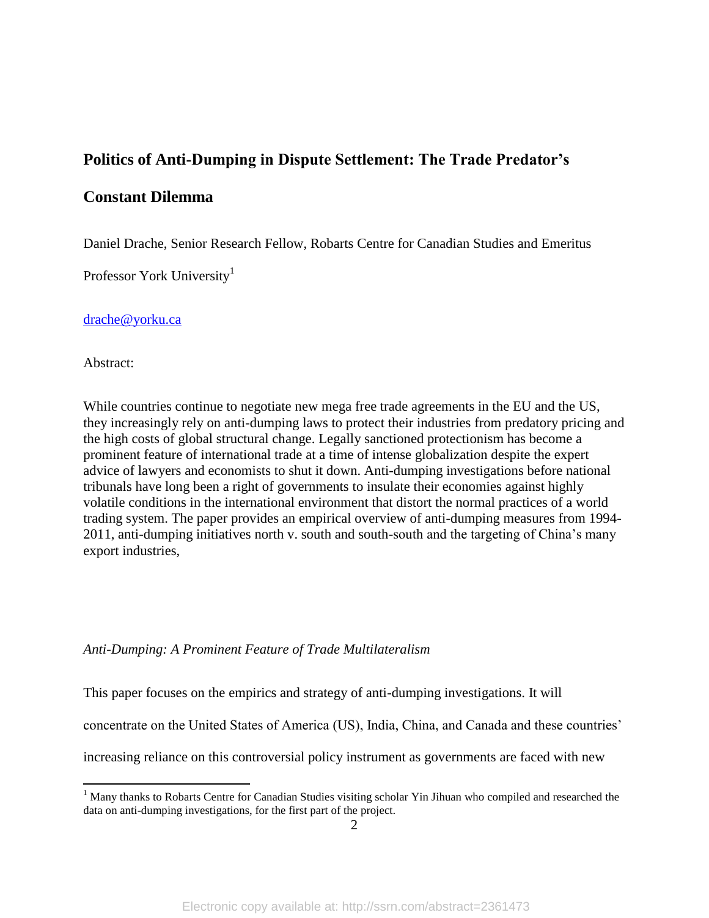# Politics of Anti-Dumping in Dispute Settlement: The Trade Predator's Constant Dilemma

Daniel Drache, Senior Research Fellow, Robarts Centre for Canadian Studies and Emeritus Professor York University[1]

drache@yorku.ca

Abstract:

While countries continue to negotiate new mega free trade agreements in the EU and the US, they increasingly rely on anti-dumping laws to protect their industries from predatory pricing and the high costs of global structural change. Legally sanctioned protectionism has become a prominent feature of international trade at a time of intense globalization despite the expert advice of lawyers and economists to shut it down. Anti-dumping investigations before national tribunals have long been a right of governments to insulate their economies against highly volatile conditions in the international environment that distort the normal practices of a world trading system. The paper provides an empirical overview of anti-dumping measures from 1994-2011, anti-dumping initiatives north v. south and south-south and the targeting of China's many export industries,

*Anti-Dumping: A Prominent Feature of Trade Multilateralism*

This paper focuses on the empirics and strategy of anti-dumping investigations. It will concentrate on the United States of America (US), India, China, and Canada and these countries' increasing reliance on this controversial policy instrument as governments are faced with new

[1] Many thanks to Robarts Centre for Canadian Studies visiting scholar Yin Jihuan who compiled and researched the data on anti-dumping investigations, for the first part of the project.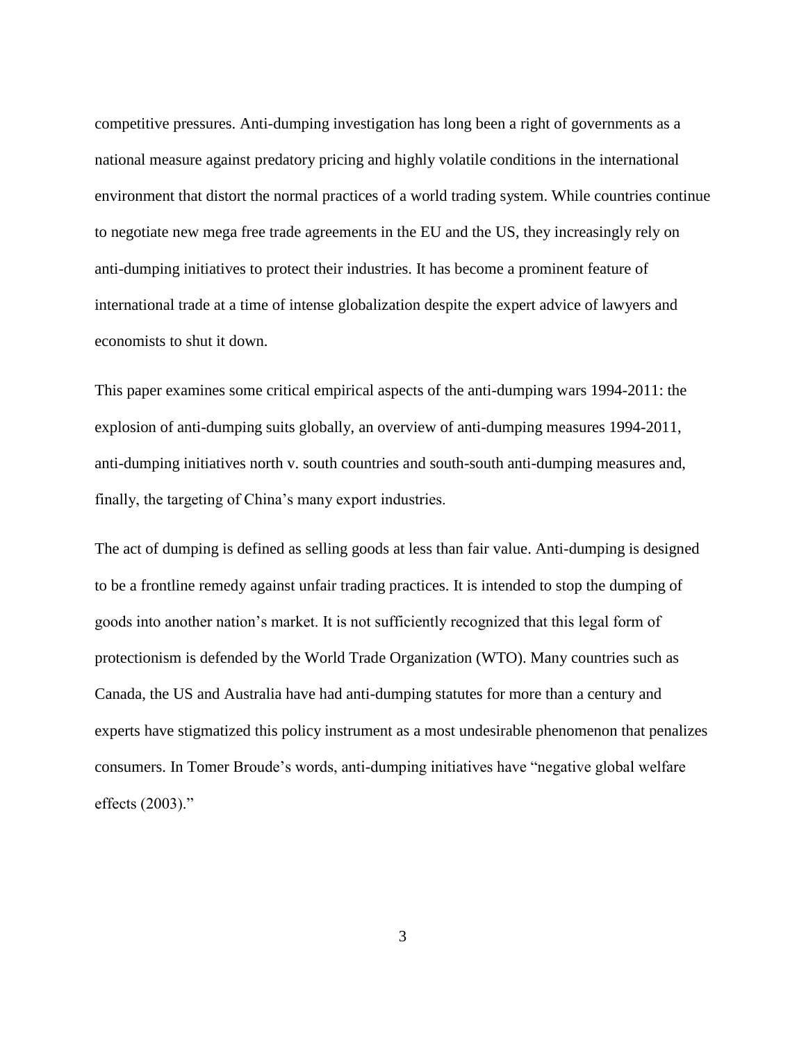competitive pressures. Anti-dumping investigation has long been a right of governments as a national measure against predatory pricing and highly volatile conditions in the international environment that distort the normal practices of a world trading system. While countries continue to negotiate new mega free trade agreements in the EU and the US, they increasingly rely on anti-dumping initiatives to protect their industries. It has become a prominent feature of international trade at a time of intense globalization despite the expert advice of lawyers and economists to shut it down.

This paper examines some critical empirical aspects of the anti-dumping wars 1994-2011: the explosion of anti-dumping suits globally, an overview of anti-dumping measures 1994-2011, anti-dumping initiatives north v. south countries and south-south anti-dumping measures and, finally, the targeting of China's many export industries.

The act of dumping is defined as selling goods at less than fair value. Anti-dumping is designed to be a frontline remedy against unfair trading practices. It is intended to stop the dumping of goods into another nation's market. It is not sufficiently recognized that this legal form of protectionism is defended by the World Trade Organization (WTO). Many countries such as Canada, the US and Australia have had anti-dumping statutes for more than a century and experts have stigmatized this policy instrument as a most undesirable phenomenon that penalizes consumers. In Tomer Broude's words, anti-dumping initiatives have "negative global welfare effects (2003)."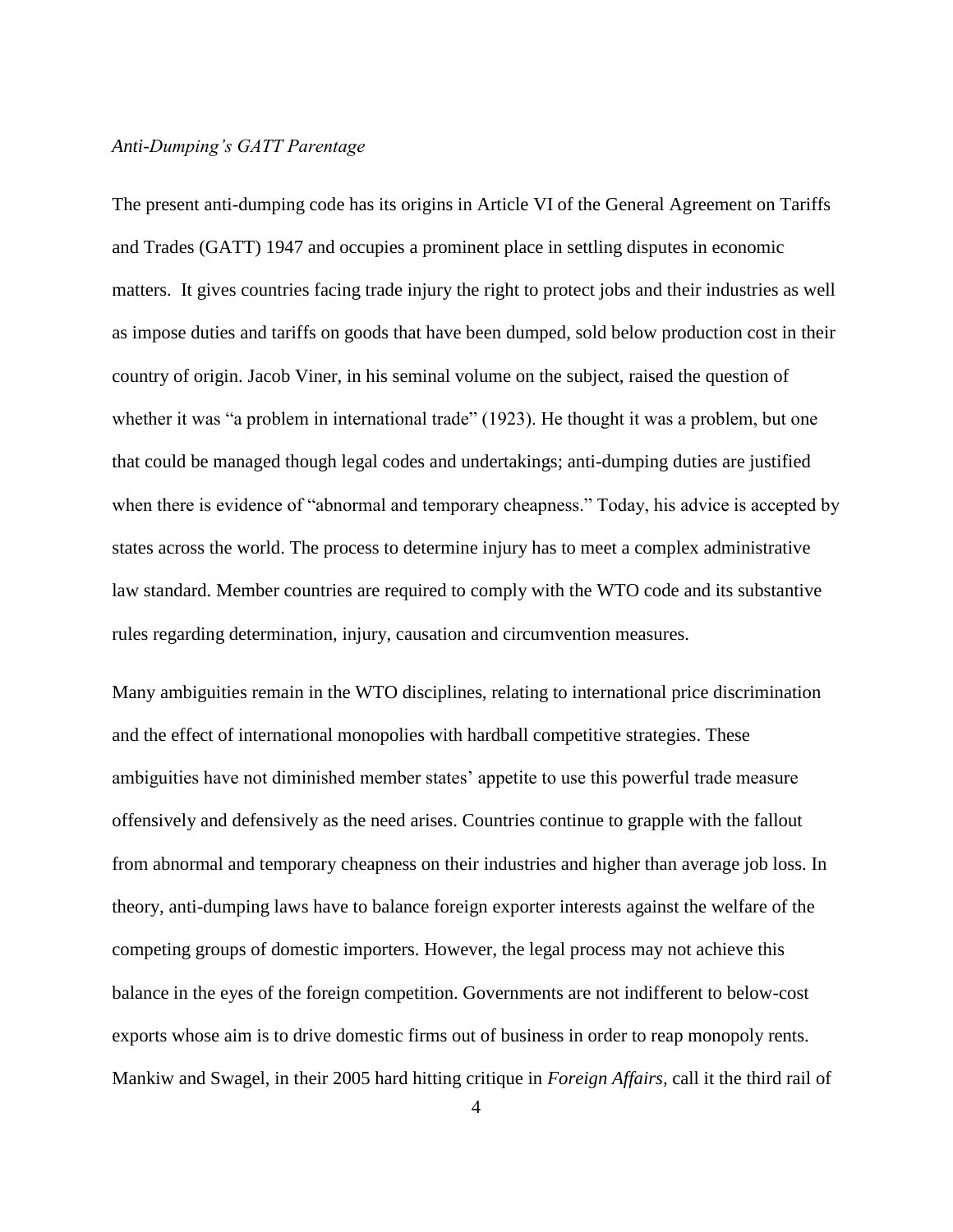*Anti-Dumping's GATT Parentage*

The present anti-dumping code has its origins in Article VI of the General Agreement on Tariffs and Trades (GATT) 1947 and occupies a prominent place in settling disputes in economic matters. It gives countries facing trade injury the right to protect jobs and their industries as well as impose duties and tariffs on goods that have been dumped, sold below production cost in their country of origin. Jacob Viner, in his seminal volume on the subject, raised the question of whether it was "a problem in international trade" (1923). He thought it was a problem, but one that could be managed though legal codes and undertakings; anti-dumping duties are justified when there is evidence of "abnormal and temporary cheapness." Today, his advice is accepted by states across the world. The process to determine injury has to meet a complex administrative law standard. Member countries are required to comply with the WTO code and its substantive rules regarding determination, injury, causation and circumvention measures.

Many ambiguities remain in the WTO disciplines, relating to international price discrimination and the effect of international monopolies with hardball competitive strategies. These ambiguities have not diminished member states' appetite to use this powerful trade measure offensively and defensively as the need arises. Countries continue to grapple with the fallout from abnormal and temporary cheapness on their industries and higher than average job loss. In theory, anti-dumping laws have to balance foreign exporter interests against the welfare of the competing groups of domestic importers. However, the legal process may not achieve this balance in the eyes of the foreign competition. Governments are not indifferent to below-cost exports whose aim is to drive domestic firms out of business in order to reap monopoly rents. Mankiw and Swagel, in their 2005 hard hitting critique in *Foreign Affairs*, call it the third rail of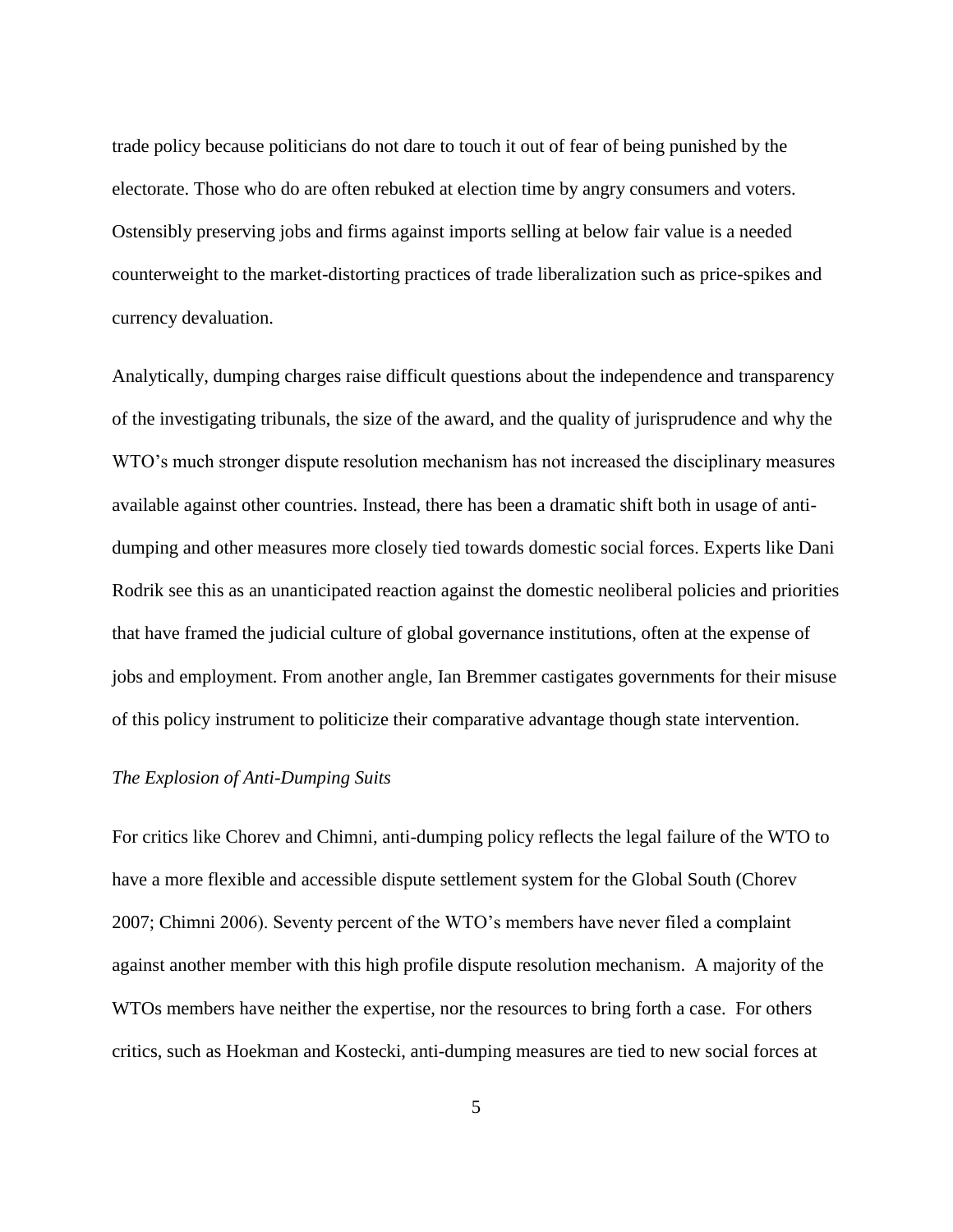trade policy because politicians do not dare to touch it out of fear of being punished by the electorate. Those who do are often rebuked at election time by angry consumers and voters. Ostensibly preserving jobs and firms against imports selling at below fair value is a needed counterweight to the market-distorting practices of trade liberalization such as price-spikes and currency devaluation.

Analytically, dumping charges raise difficult questions about the independence and transparency of the investigating tribunals, the size of the award, and the quality of jurisprudence and why the WTO's much stronger dispute resolution mechanism has not increased the disciplinary measures available against other countries. Instead, there has been a dramatic shift both in usage of anti-dumping and other measures more closely tied towards domestic social forces. Experts like Dani Rodrik see this as an unanticipated reaction against the domestic neoliberal policies and priorities that have framed the judicial culture of global governance institutions, often at the expense of jobs and employment. From another angle, Ian Bremmer castigates governments for their misuse of this policy instrument to politicize their comparative advantage though state intervention.

*The Explosion of Anti-Dumping Suits*

For critics like Chorev and Chimni, anti-dumping policy reflects the legal failure of the WTO to have a more flexible and accessible dispute settlement system for the Global South (Chorev 2007; Chimni 2006). Seventy percent of the WTO's members have never filed a complaint against another member with this high profile dispute resolution mechanism. A majority of the WTOs members have neither the expertise, nor the resources to bring forth a case. For others critics, such as Hoekman and Kostecki, anti-dumping measures are tied to new social forces at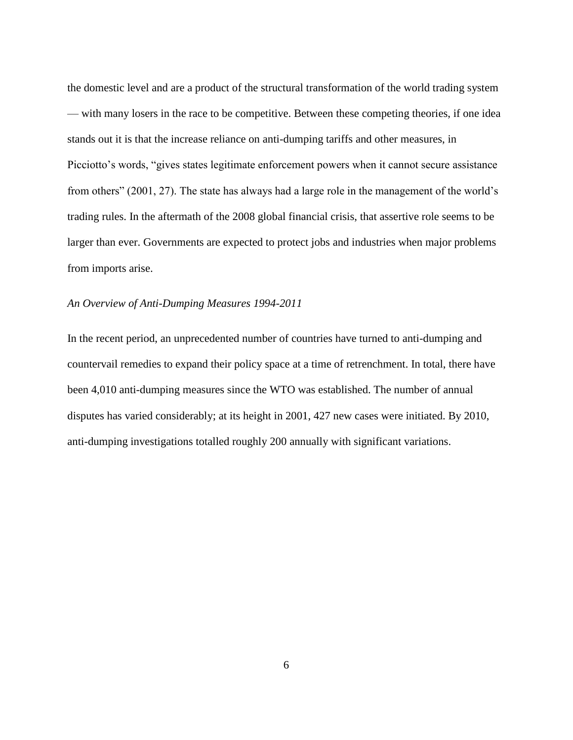the domestic level and are a product of the structural transformation of the world trading system — with many losers in the race to be competitive. Between these competing theories, if one idea stands out it is that the increase reliance on anti-dumping tariffs and other measures, in Picciotto's words, "gives states legitimate enforcement powers when it cannot secure assistance from others" (2001, 27). The state has always had a large role in the management of the world's trading rules. In the aftermath of the 2008 global financial crisis, that assertive role seems to be larger than ever. Governments are expected to protect jobs and industries when major problems from imports arise.

*An Overview of Anti-Dumping Measures 1994-2011*

In the recent period, an unprecedented number of countries have turned to anti-dumping and countervail remedies to expand their policy space at a time of retrenchment. In total, there have been 4,010 anti-dumping measures since the WTO was established. The number of annual disputes has varied considerably; at its height in 2001, 427 new cases were initiated. By 2010, anti-dumping investigations totalled roughly 200 annually with significant variations.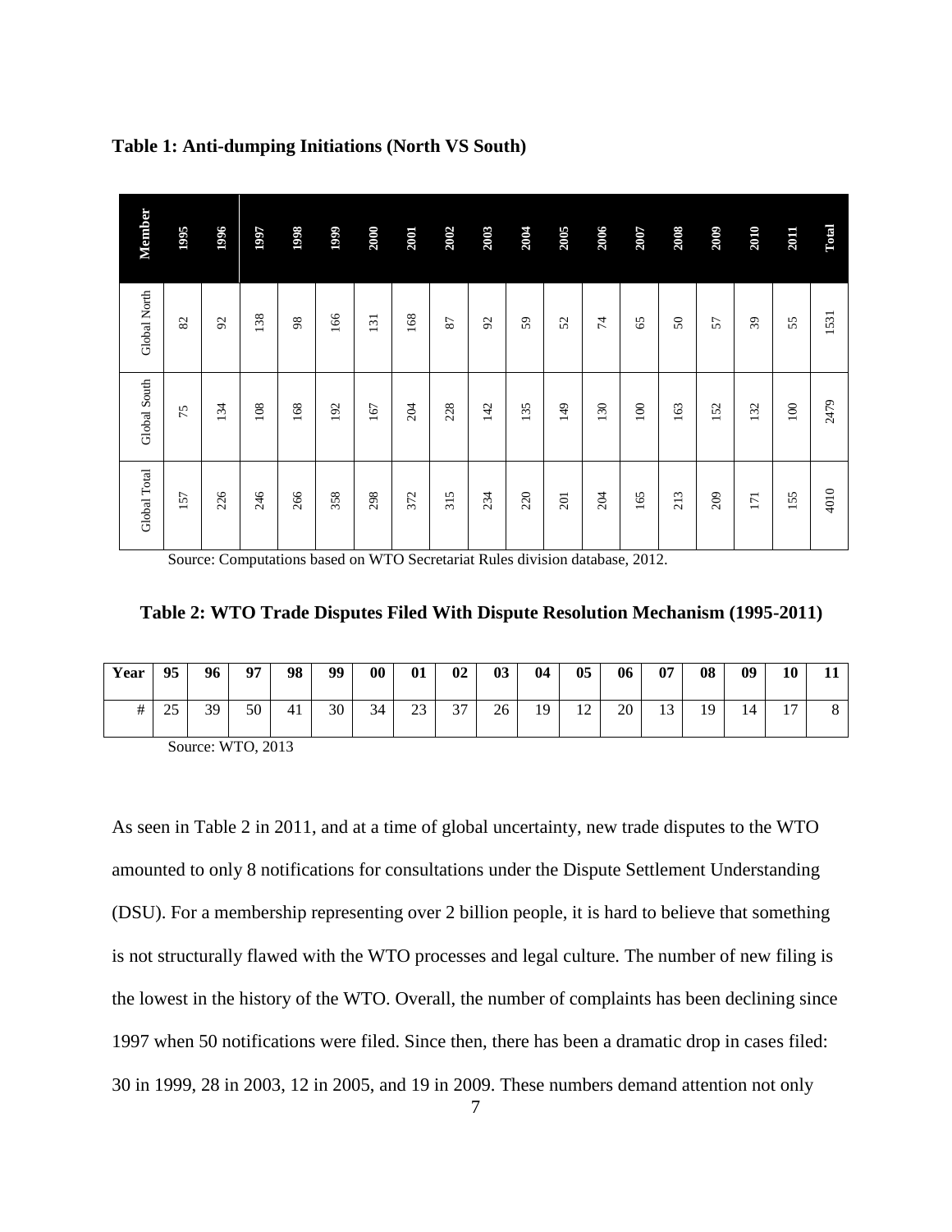**Table 1: Anti-dumping Initiations (North VS South)**

| Member | 1995 | 1996 | 1997 | 1998 | 1999 | 2000 | 2001 | 2002 | 2003 | 2004 | 2005 | 2006 | 2007 | 2008 | 2009 | 2010 | 2011 | Total |
|---|---|---|---|---|---|---|---|---|---|---|---|---|---|---|---|---|---|---|
| Global North | 82 | 92 | 138 | 98 | 166 | 131 | 168 | 87 | 92 | 59 | 52 | 74 | 65 | 50 | 57 | 39 | 55 | 1531 |
| Global South | 75 | 134 | 108 | 168 | 192 | 167 | 204 | 228 | 142 | 135 | 149 | 130 | 100 | 163 | 152 | 132 | 100 | 2479 |
| Global Total | 157 | 226 | 246 | 266 | 358 | 298 | 372 | 315 | 234 | 220 | 201 | 204 | 165 | 213 | 209 | 171 | 155 | 4010 |

Source: Computations based on WTO Secretariat Rules division database, 2012.

**Table 2: WTO Trade Disputes Filed With Dispute Resolution Mechanism (1995-2011)**

| Year | 95 | 96 | 97 | 98 | 99 | 00 | 01 | 02 | 03 | 04 | 05 | 06 | 07 | 08 | 09 | 10 | 11 |
|---|---|---|---|---|---|---|---|---|---|---|---|---|---|---|---|---|---|
| # | 25 | 39 | 50 | 41 | 30 | 34 | 23 | 37 | 26 | 19 | 12 | 20 | 13 | 19 | 14 | 17 | 8 |

Source: WTO, 2013

As seen in Table 2 in 2011, and at a time of global uncertainty, new trade disputes to the WTO amounted to only 8 notifications for consultations under the Dispute Settlement Understanding (DSU). For a membership representing over 2 billion people, it is hard to believe that something is not structurally flawed with the WTO processes and legal culture. The number of new filing is the lowest in the history of the WTO. Overall, the number of complaints has been declining since 1997 when 50 notifications were filed. Since then, there has been a dramatic drop in cases filed: 30 in 1999, 28 in 2003, 12 in 2005, and 19 in 2009. These numbers demand attention not only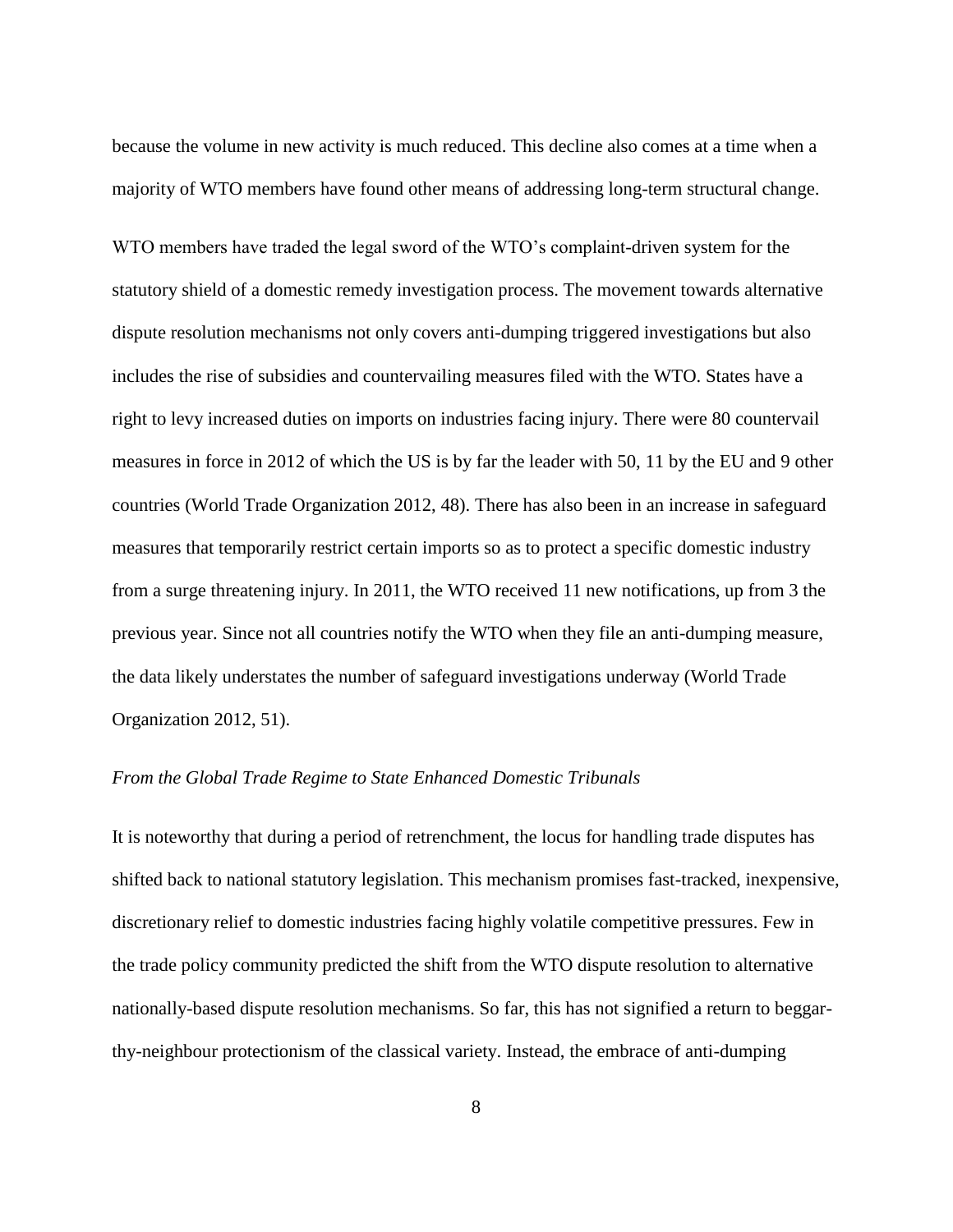because the volume in new activity is much reduced. This decline also comes at a time when a majority of WTO members have found other means of addressing long-term structural change.

WTO members have traded the legal sword of the WTO's complaint-driven system for the statutory shield of a domestic remedy investigation process. The movement towards alternative dispute resolution mechanisms not only covers anti-dumping triggered investigations but also includes the rise of subsidies and countervailing measures filed with the WTO. States have a right to levy increased duties on imports on industries facing injury. There were 80 countervail measures in force in 2012 of which the US is by far the leader with 50, 11 by the EU and 9 other countries (World Trade Organization 2012, 48). There has also been in an increase in safeguard measures that temporarily restrict certain imports so as to protect a specific domestic industry from a surge threatening injury. In 2011, the WTO received 11 new notifications, up from 3 the previous year. Since not all countries notify the WTO when they file an anti-dumping measure, the data likely understates the number of safeguard investigations underway (World Trade Organization 2012, 51).

*From the Global Trade Regime to State Enhanced Domestic Tribunals*

It is noteworthy that during a period of retrenchment, the locus for handling trade disputes has shifted back to national statutory legislation. This mechanism promises fast-tracked, inexpensive, discretionary relief to domestic industries facing highly volatile competitive pressures. Few in the trade policy community predicted the shift from the WTO dispute resolution to alternative nationally-based dispute resolution mechanisms. So far, this has not signified a return to beggar-thy-neighbour protectionism of the classical variety. Instead, the embrace of anti-dumping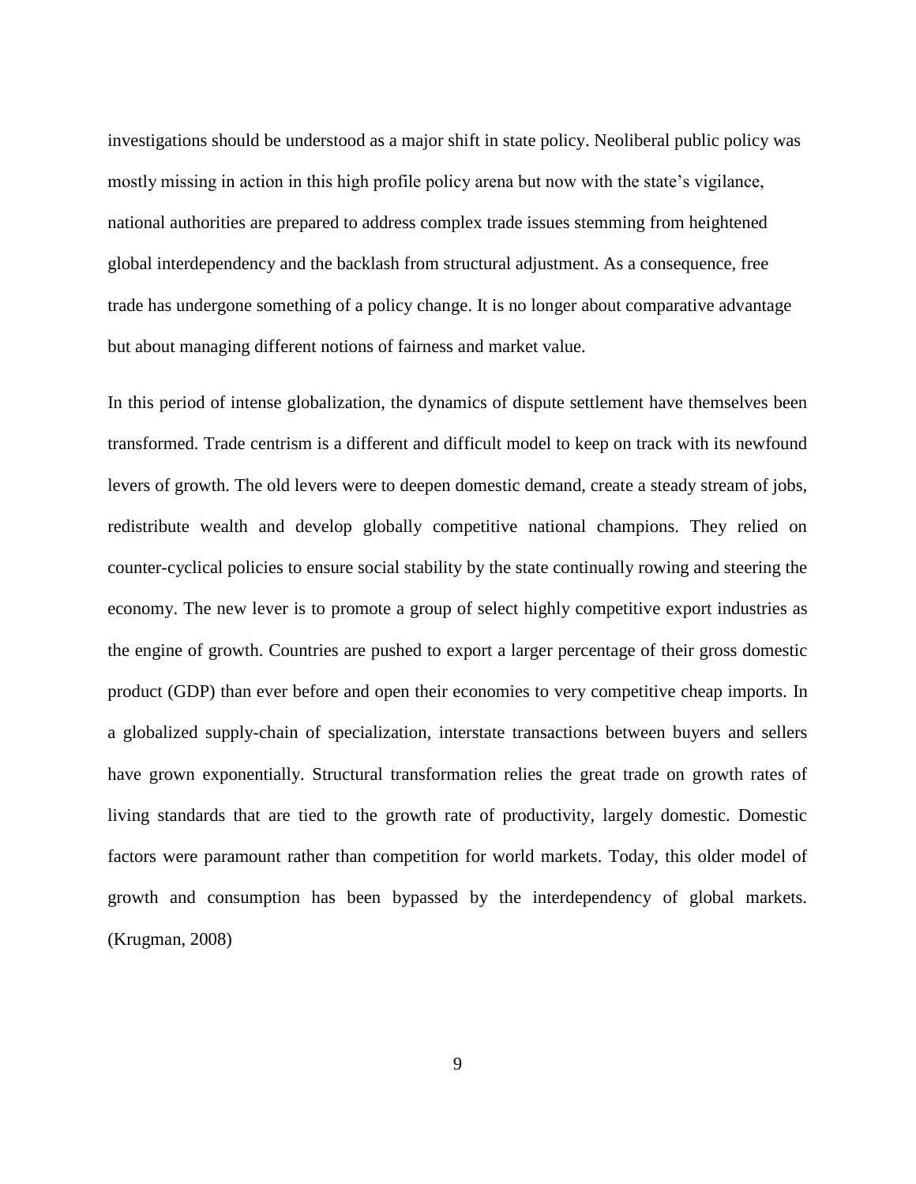investigations should be understood as a major shift in state policy. Neoliberal public policy was mostly missing in action in this high profile policy arena but now with the state's vigilance, national authorities are prepared to address complex trade issues stemming from heightened global interdependency and the backlash from structural adjustment. As a consequence, free trade has undergone something of a policy change. It is no longer about comparative advantage but about managing different notions of fairness and market value.

In this period of intense globalization, the dynamics of dispute settlement have themselves been transformed. Trade centrism is a different and difficult model to keep on track with its newfound levers of growth. The old levers were to deepen domestic demand, create a steady stream of jobs, redistribute wealth and develop globally competitive national champions. They relied on counter-cyclical policies to ensure social stability by the state continually rowing and steering the economy. The new lever is to promote a group of select highly competitive export industries as the engine of growth. Countries are pushed to export a larger percentage of their gross domestic product (GDP) than ever before and open their economies to very competitive cheap imports. In a globalized supply-chain of specialization, interstate transactions between buyers and sellers have grown exponentially. Structural transformation relies the great trade on growth rates of living standards that are tied to the growth rate of productivity, largely domestic. Domestic factors were paramount rather than competition for world markets. Today, this older model of growth and consumption has been bypassed by the interdependency of global markets. (Krugman, 2008)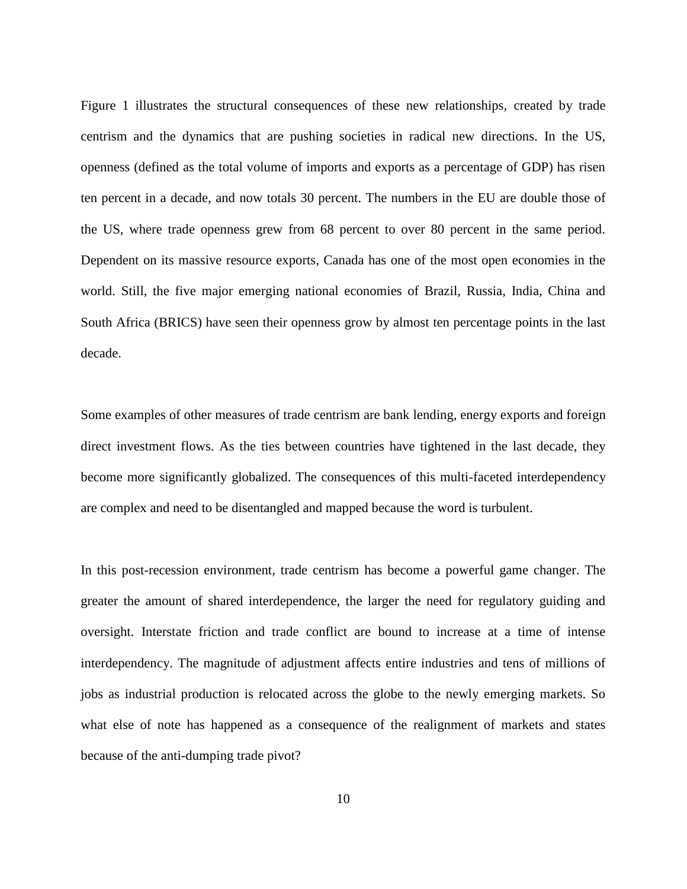Figure 1 illustrates the structural consequences of these new relationships, created by trade centrism and the dynamics that are pushing societies in radical new directions. In the US, openness (defined as the total volume of imports and exports as a percentage of GDP) has risen ten percent in a decade, and now totals 30 percent. The numbers in the EU are double those of the US, where trade openness grew from 68 percent to over 80 percent in the same period. Dependent on its massive resource exports, Canada has one of the most open economies in the world. Still, the five major emerging national economies of Brazil, Russia, India, China and South Africa (BRICS) have seen their openness grow by almost ten percentage points in the last decade.

Some examples of other measures of trade centrism are bank lending, energy exports and foreign direct investment flows. As the ties between countries have tightened in the last decade, they become more significantly globalized. The consequences of this multi-faceted interdependency are complex and need to be disentangled and mapped because the word is turbulent.

In this post-recession environment, trade centrism has become a powerful game changer. The greater the amount of shared interdependence, the larger the need for regulatory guiding and oversight. Interstate friction and trade conflict are bound to increase at a time of intense interdependency. The magnitude of adjustment affects entire industries and tens of millions of jobs as industrial production is relocated across the globe to the newly emerging markets. So what else of note has happened as a consequence of the realignment of markets and states because of the anti-dumping trade pivot?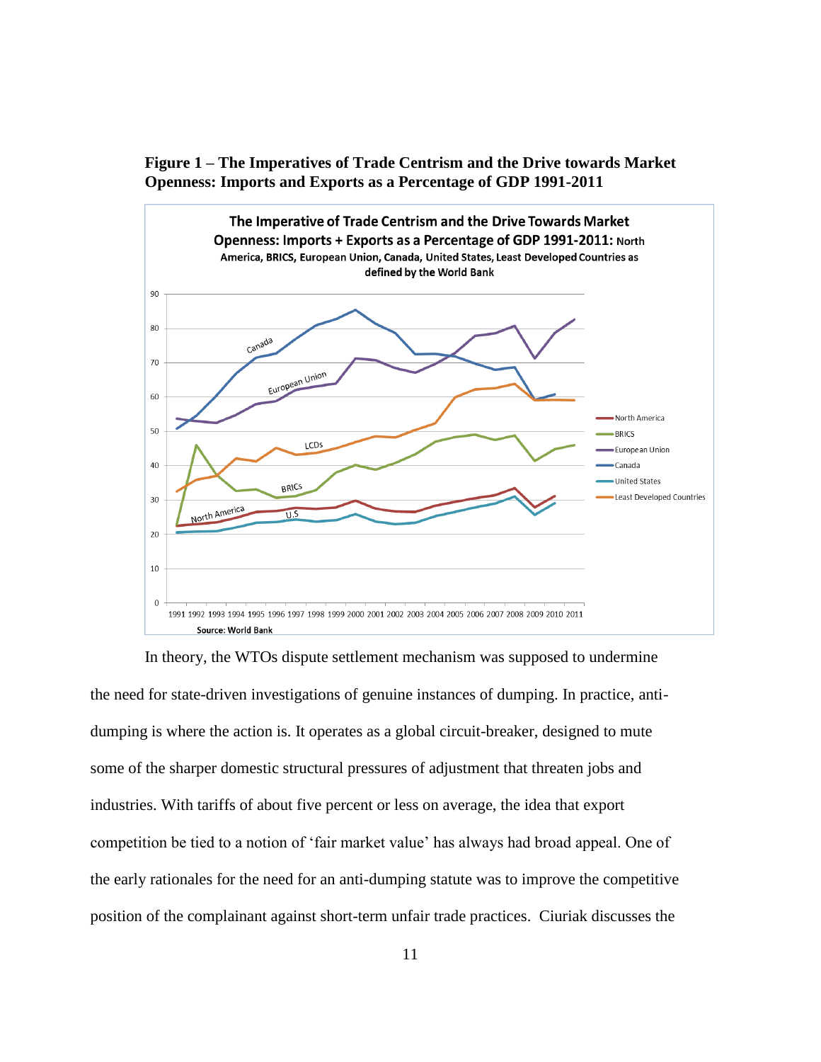**Figure 1 – The Imperatives of Trade Centrism and the Drive towards Market Openness: Imports and Exports as a Percentage of GDP 1991-2011**

In theory, the WTOs dispute settlement mechanism was supposed to undermine the need for state-driven investigations of genuine instances of dumping. In practice, anti-dumping is where the action is. It operates as a global circuit-breaker, designed to mute some of the sharper domestic structural pressures of adjustment that threaten jobs and industries. With tariffs of about five percent or less on average, the idea that export competition be tied to a notion of 'fair market value' has always had broad appeal. One of the early rationales for the need for an anti-dumping statute was to improve the competitive position of the complainant against short-term unfair trade practices. Ciuriak discusses the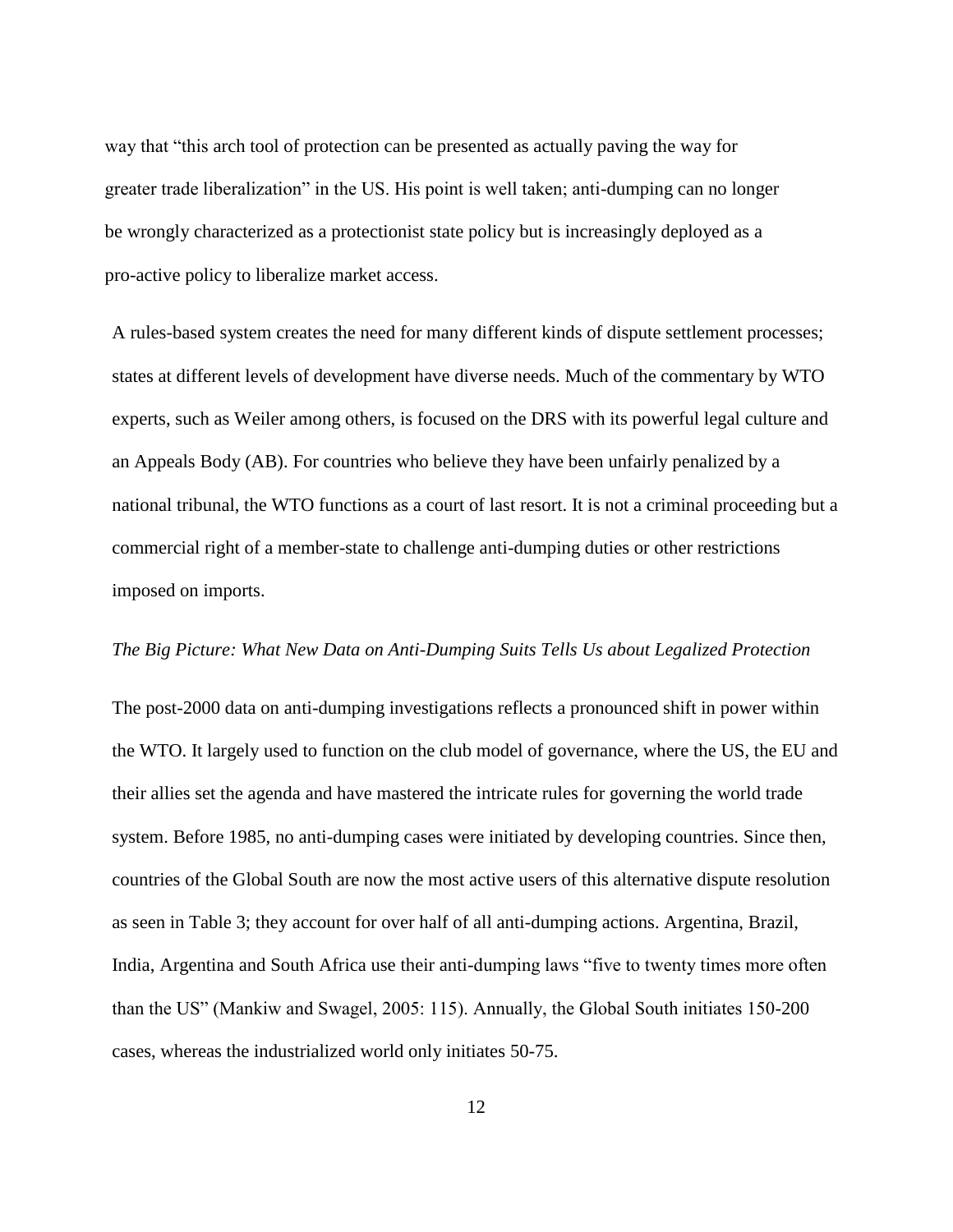way that "this arch tool of protection can be presented as actually paving the way for greater trade liberalization" in the US. His point is well taken; anti-dumping can no longer be wrongly characterized as a protectionist state policy but is increasingly deployed as a pro-active policy to liberalize market access.

A rules-based system creates the need for many different kinds of dispute settlement processes; states at different levels of development have diverse needs. Much of the commentary by WTO experts, such as Weiler among others, is focused on the DRS with its powerful legal culture and an Appeals Body (AB). For countries who believe they have been unfairly penalized by a national tribunal, the WTO functions as a court of last resort. It is not a criminal proceeding but a commercial right of a member-state to challenge anti-dumping duties or other restrictions imposed on imports.

*The Big Picture: What New Data on Anti-Dumping Suits Tells Us about Legalized Protection*

The post-2000 data on anti-dumping investigations reflects a pronounced shift in power within the WTO. It largely used to function on the club model of governance, where the US, the EU and their allies set the agenda and have mastered the intricate rules for governing the world trade system. Before 1985, no anti-dumping cases were initiated by developing countries. Since then, countries of the Global South are now the most active users of this alternative dispute resolution as seen in Table 3; they account for over half of all anti-dumping actions. Argentina, Brazil, India, Argentina and South Africa use their anti-dumping laws "five to twenty times more often than the US" (Mankiw and Swagel, 2005: 115). Annually, the Global South initiates 150-200 cases, whereas the industrialized world only initiates 50-75.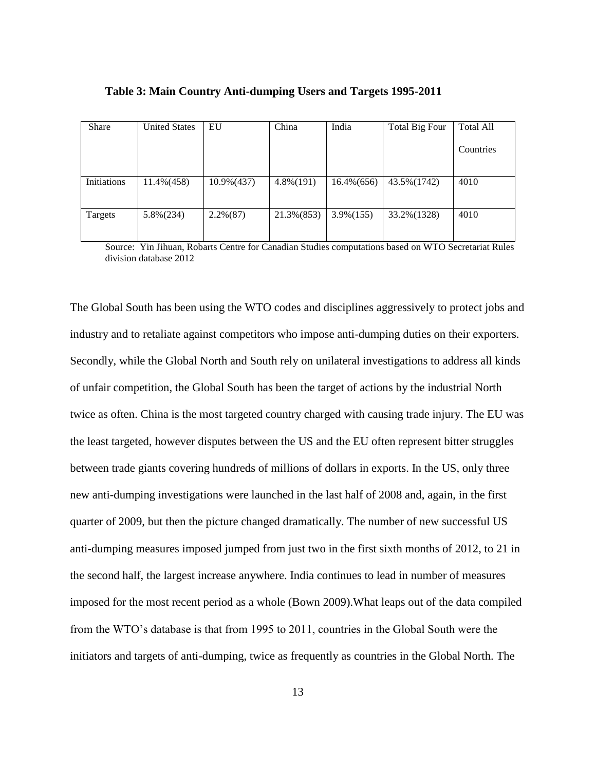**Table 3: Main Country Anti-dumping Users and Targets 1995-2011**

| Share | United States | EU | China | India | Total Big Four | Total All Countries |
|---|---|---|---|---|---|---|
| Initiations | 11.4%(458) | 10.9%(437) | 4.8%(191) | 16.4%(656) | 43.5%(1742) | 4010 |
| Targets | 5.8%(234) | 2.2%(87) | 21.3%(853) | 3.9%(155) | 33.2%(1328) | 4010 |

Source: Yin Jihuan, Robarts Centre for Canadian Studies computations based on WTO Secretariat Rules division database 2012

The Global South has been using the WTO codes and disciplines aggressively to protect jobs and industry and to retaliate against competitors who impose anti-dumping duties on their exporters. Secondly, while the Global North and South rely on unilateral investigations to address all kinds of unfair competition, the Global South has been the target of actions by the industrial North twice as often. China is the most targeted country charged with causing trade injury. The EU was the least targeted, however disputes between the US and the EU often represent bitter struggles between trade giants covering hundreds of millions of dollars in exports. In the US, only three new anti-dumping investigations were launched in the last half of 2008 and, again, in the first quarter of 2009, but then the picture changed dramatically. The number of new successful US anti-dumping measures imposed jumped from just two in the first sixth months of 2012, to 21 in the second half, the largest increase anywhere. India continues to lead in number of measures imposed for the most recent period as a whole (Bown 2009).What leaps out of the data compiled from the WTO's database is that from 1995 to 2011, countries in the Global South were the initiators and targets of anti-dumping, twice as frequently as countries in the Global North. The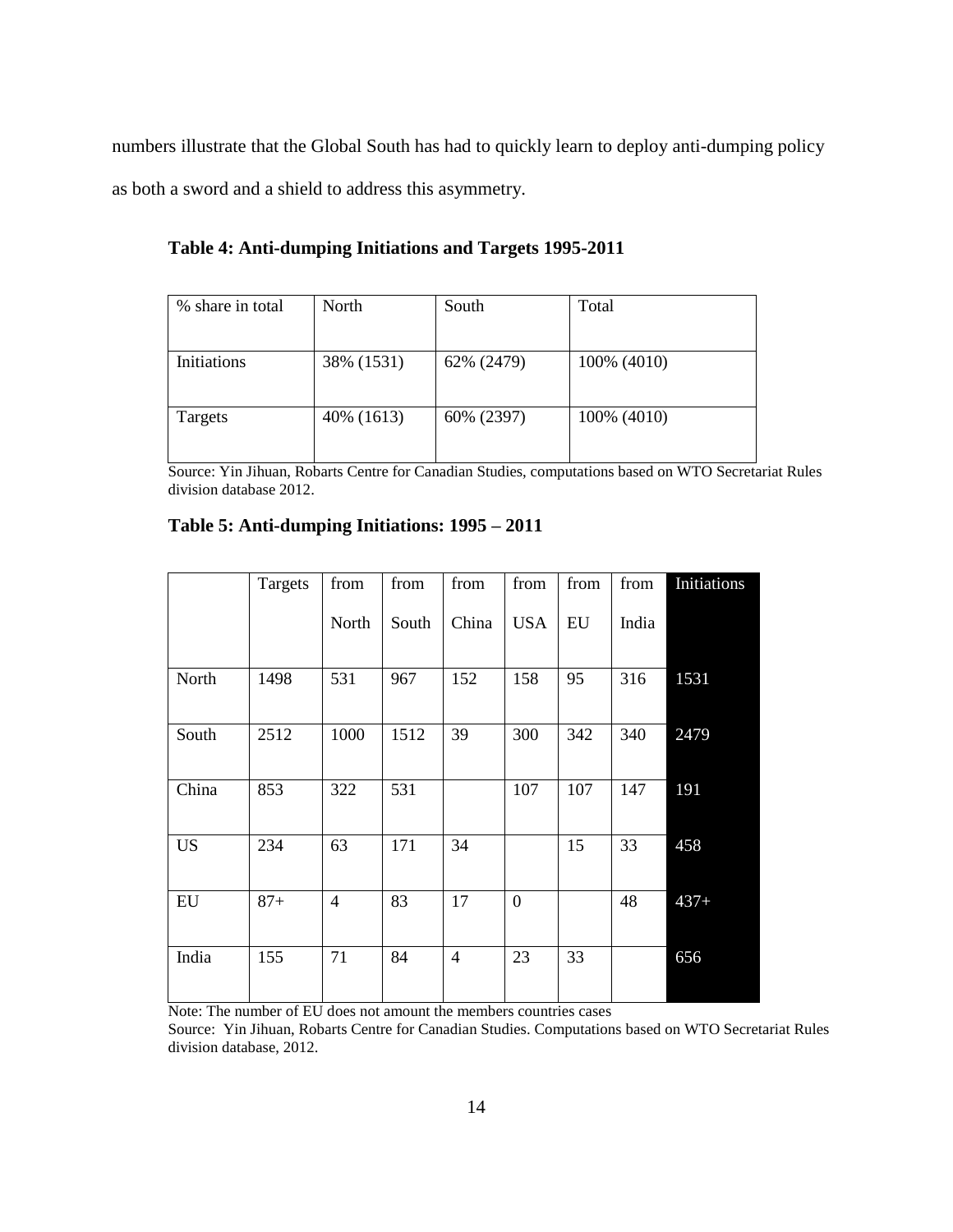numbers illustrate that the Global South has had to quickly learn to deploy anti-dumping policy as both a sword and a shield to address this asymmetry.

**Table 4: Anti-dumping Initiations and Targets 1995-2011**

| % share in total | North | South | Total |
|---|---|---|---|
| Initiations | 38% (1531) | 62% (2479) | 100% (4010) |
| Targets | 40% (1613) | 60% (2397) | 100% (4010) |

Source: Yin Jihuan, Robarts Centre for Canadian Studies, computations based on WTO Secretariat Rules division database 2012.

**Table 5: Anti-dumping Initiations: 1995 – 2011**

| | Targets | from North | from South | from China | from USA | from EU | from India | Initiations |
|---|---|---|---|---|---|---|---|---|
| North | 1498 | 531 | 967 | 152 | 158 | 95 | 316 | 1531 |
| South | 2512 | 1000 | 1512 | 39 | 300 | 342 | 340 | 2479 |
| China | 853 | 322 | 531 | | 107 | 107 | 147 | 191 |
| US | 234 | 63 | 171 | 34 | | 15 | 33 | 458 |
| EU | 87+ | 4 | 83 | 17 | 0 | | 48 | 437+ |
| India | 155 | 71 | 84 | 4 | 23 | 33 | | 656 |

Note: The number of EU does not amount the members countries cases

Source: Yin Jihuan, Robarts Centre for Canadian Studies. Computations based on WTO Secretariat Rules division database, 2012.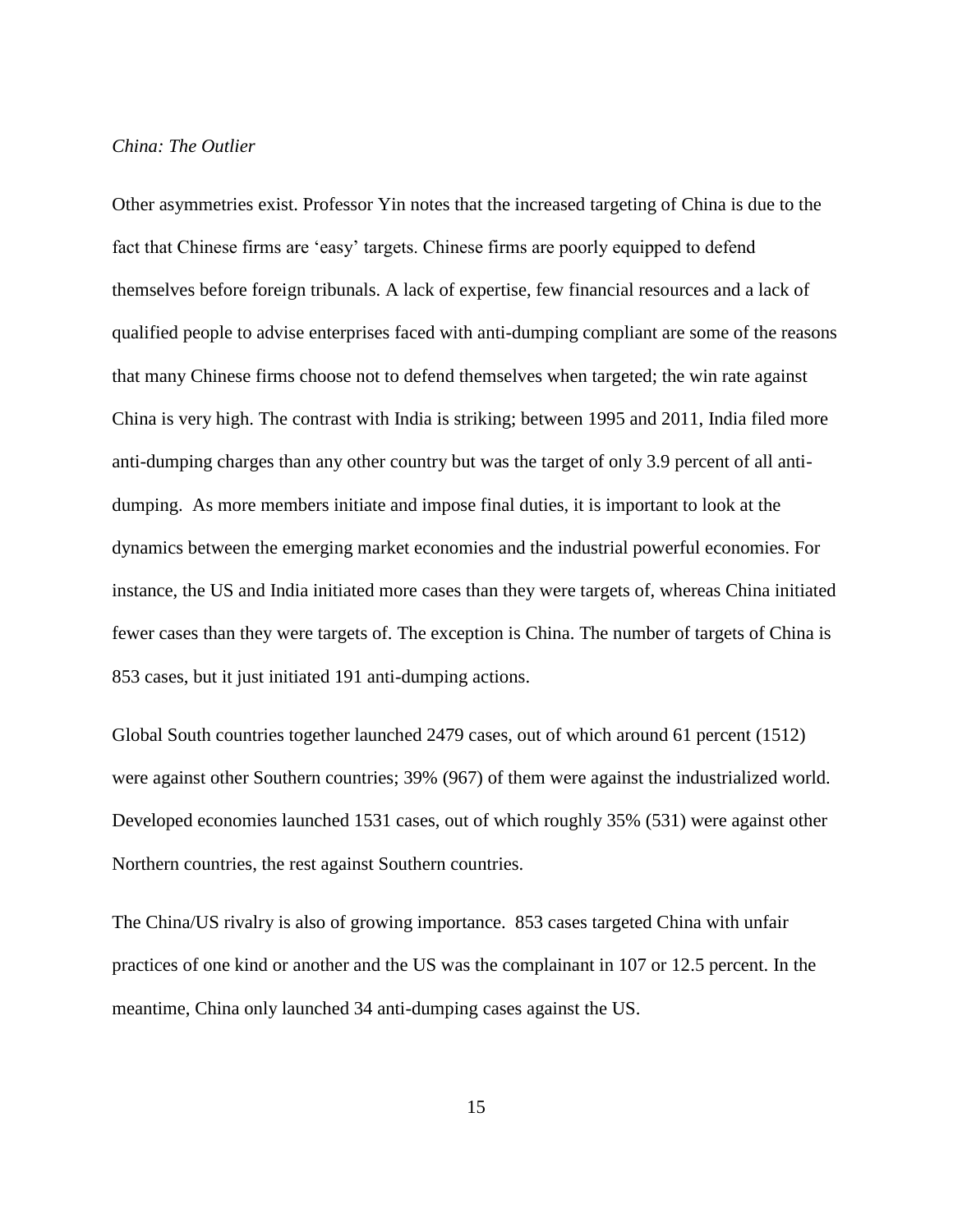*China: The Outlier*

Other asymmetries exist. Professor Yin notes that the increased targeting of China is due to the fact that Chinese firms are 'easy' targets. Chinese firms are poorly equipped to defend themselves before foreign tribunals. A lack of expertise, few financial resources and a lack of qualified people to advise enterprises faced with anti-dumping compliant are some of the reasons that many Chinese firms choose not to defend themselves when targeted; the win rate against China is very high. The contrast with India is striking; between 1995 and 2011, India filed more anti-dumping charges than any other country but was the target of only 3.9 percent of all anti-dumping. As more members initiate and impose final duties, it is important to look at the dynamics between the emerging market economies and the industrial powerful economies. For instance, the US and India initiated more cases than they were targets of, whereas China initiated fewer cases than they were targets of. The exception is China. The number of targets of China is 853 cases, but it just initiated 191 anti-dumping actions.

Global South countries together launched 2479 cases, out of which around 61 percent (1512) were against other Southern countries; 39% (967) of them were against the industrialized world. Developed economies launched 1531 cases, out of which roughly 35% (531) were against other Northern countries, the rest against Southern countries.

The China/US rivalry is also of growing importance. 853 cases targeted China with unfair practices of one kind or another and the US was the complainant in 107 or 12.5 percent. In the meantime, China only launched 34 anti-dumping cases against the US.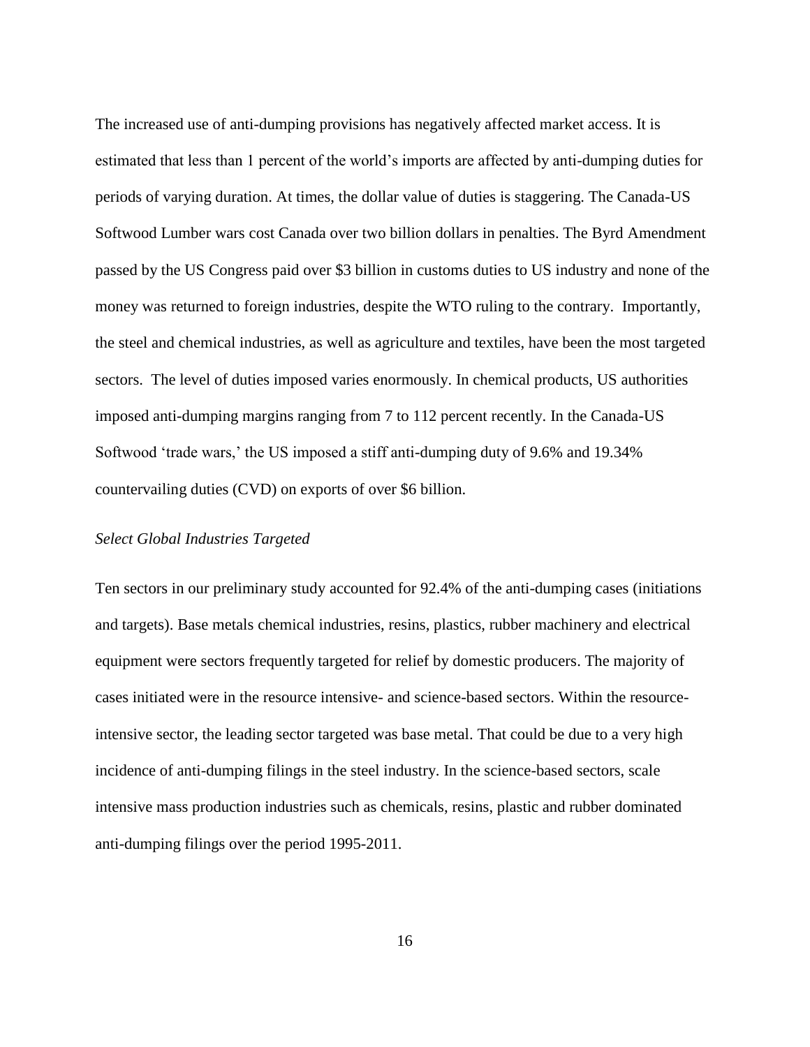The increased use of anti-dumping provisions has negatively affected market access. It is estimated that less than 1 percent of the world's imports are affected by anti-dumping duties for periods of varying duration. At times, the dollar value of duties is staggering. The Canada-US Softwood Lumber wars cost Canada over two billion dollars in penalties. The Byrd Amendment passed by the US Congress paid over $3 billion in customs duties to US industry and none of the money was returned to foreign industries, despite the WTO ruling to the contrary. Importantly, the steel and chemical industries, as well as agriculture and textiles, have been the most targeted sectors. The level of duties imposed varies enormously. In chemical products, US authorities imposed anti-dumping margins ranging from 7 to 112 percent recently. In the Canada-US Softwood 'trade wars,' the US imposed a stiff anti-dumping duty of 9.6% and 19.34% countervailing duties (CVD) on exports of over $6 billion.

*Select Global Industries Targeted*

Ten sectors in our preliminary study accounted for 92.4% of the anti-dumping cases (initiations and targets). Base metals chemical industries, resins, plastics, rubber machinery and electrical equipment were sectors frequently targeted for relief by domestic producers. The majority of cases initiated were in the resource intensive- and science-based sectors. Within the resource-intensive sector, the leading sector targeted was base metal. That could be due to a very high incidence of anti-dumping filings in the steel industry. In the science-based sectors, scale intensive mass production industries such as chemicals, resins, plastic and rubber dominated anti-dumping filings over the period 1995-2011.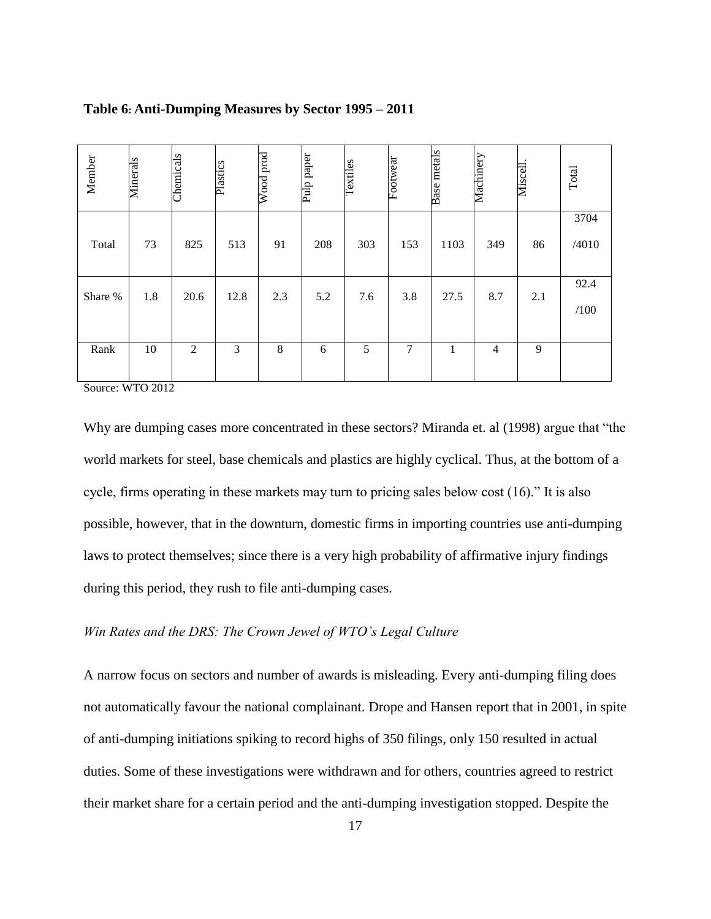**Table 6: Anti-Dumping Measures by Sector 1995 – 2011**

| Member | Minerals | Chemicals | Plastics | Wood prod | Pulp paper | Textiles | Footwear | Base metals | Machinery | Miscell. | Total |
|---|---|---|---|---|---|---|---|---|---|---|---|
| Total | 73 | 825 | 513 | 91 | 208 | 303 | 153 | 1103 | 349 | 86 | 3704 /4010 |
| Share % | 1.8 | 20.6 | 12.8 | 2.3 | 5.2 | 7.6 | 3.8 | 27.5 | 8.7 | 2.1 | 92.4 /100 |
| Rank | 10 | 2 | 3 | 8 | 6 | 5 | 7 | 1 | 4 | 9 | |

Source: WTO 2012

Why are dumping cases more concentrated in these sectors? Miranda et. al (1998) argue that "the world markets for steel, base chemicals and plastics are highly cyclical. Thus, at the bottom of a cycle, firms operating in these markets may turn to pricing sales below cost (16)." It is also possible, however, that in the downturn, domestic firms in importing countries use anti-dumping laws to protect themselves; since there is a very high probability of affirmative injury findings during this period, they rush to file anti-dumping cases.

*Win Rates and the DRS: The Crown Jewel of WTO's Legal Culture*

A narrow focus on sectors and number of awards is misleading. Every anti-dumping filing does not automatically favour the national complainant. Drope and Hansen report that in 2001, in spite of anti-dumping initiations spiking to record highs of 350 filings, only 150 resulted in actual duties. Some of these investigations were withdrawn and for others, countries agreed to restrict their market share for a certain period and the anti-dumping investigation stopped. Despite the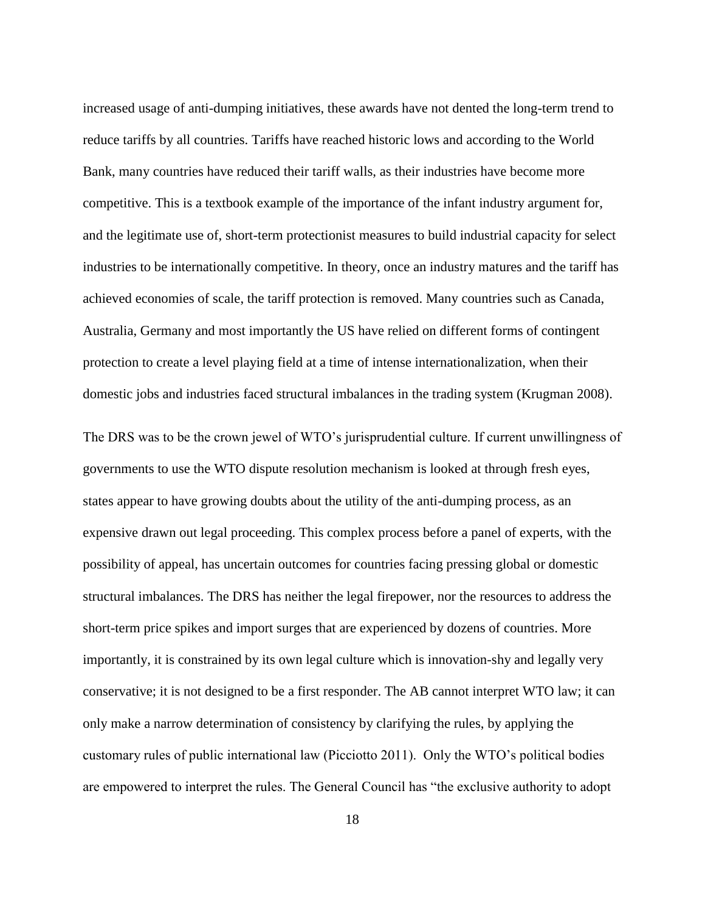increased usage of anti-dumping initiatives, these awards have not dented the long-term trend to reduce tariffs by all countries. Tariffs have reached historic lows and according to the World Bank, many countries have reduced their tariff walls, as their industries have become more competitive. This is a textbook example of the importance of the infant industry argument for, and the legitimate use of, short-term protectionist measures to build industrial capacity for select industries to be internationally competitive. In theory, once an industry matures and the tariff has achieved economies of scale, the tariff protection is removed. Many countries such as Canada, Australia, Germany and most importantly the US have relied on different forms of contingent protection to create a level playing field at a time of intense internationalization, when their domestic jobs and industries faced structural imbalances in the trading system (Krugman 2008).

The DRS was to be the crown jewel of WTO's jurisprudential culture. If current unwillingness of governments to use the WTO dispute resolution mechanism is looked at through fresh eyes, states appear to have growing doubts about the utility of the anti-dumping process, as an expensive drawn out legal proceeding. This complex process before a panel of experts, with the possibility of appeal, has uncertain outcomes for countries facing pressing global or domestic structural imbalances. The DRS has neither the legal firepower, nor the resources to address the short-term price spikes and import surges that are experienced by dozens of countries. More importantly, it is constrained by its own legal culture which is innovation-shy and legally very conservative; it is not designed to be a first responder. The AB cannot interpret WTO law; it can only make a narrow determination of consistency by clarifying the rules, by applying the customary rules of public international law (Picciotto 2011). Only the WTO's political bodies are empowered to interpret the rules. The General Council has "the exclusive authority to adopt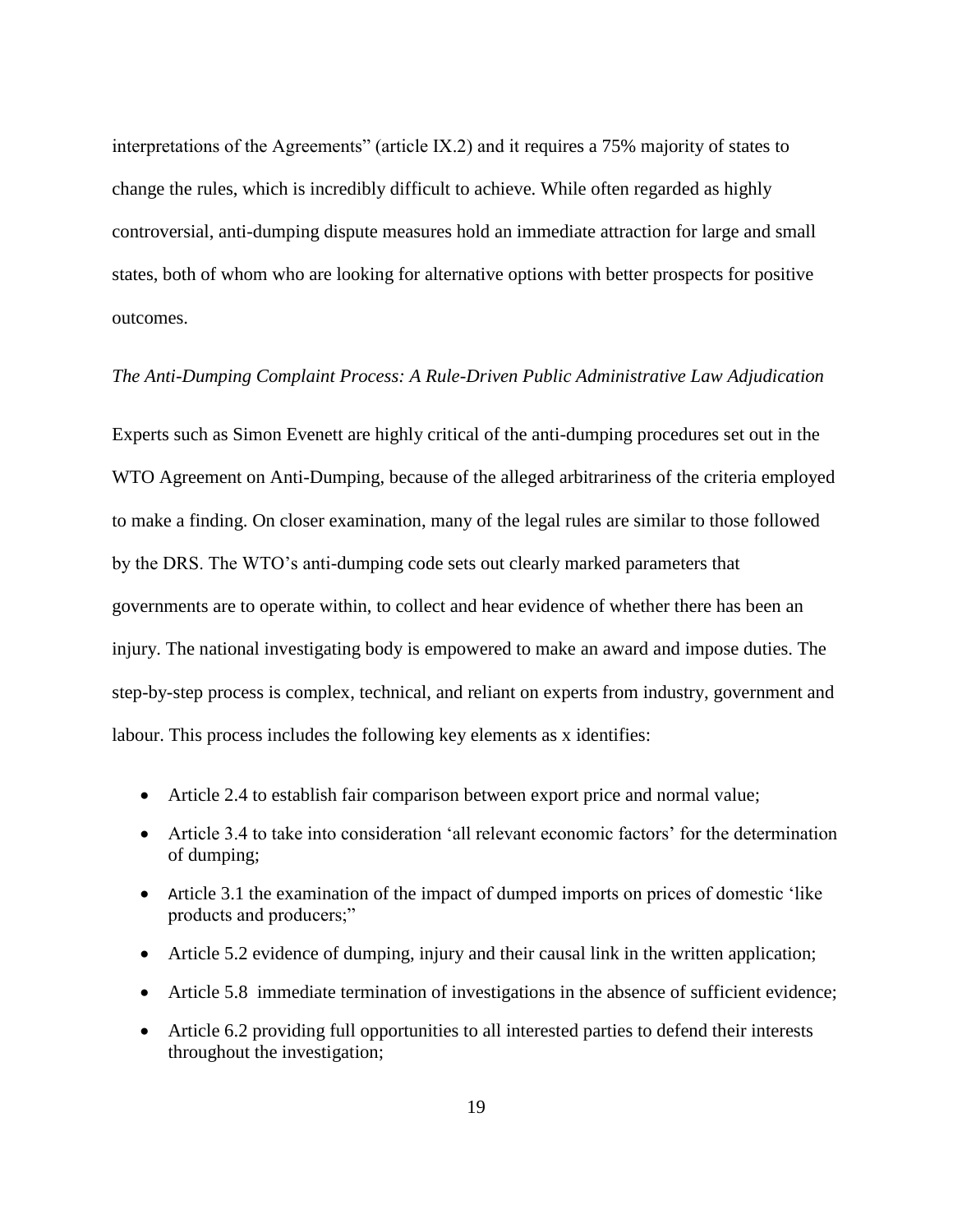interpretations of the Agreements" (article IX.2) and it requires a 75% majority of states to change the rules, which is incredibly difficult to achieve. While often regarded as highly controversial, anti-dumping dispute measures hold an immediate attraction for large and small states, both of whom who are looking for alternative options with better prospects for positive outcomes.

*The Anti-Dumping Complaint Process: A Rule-Driven Public Administrative Law Adjudication*

Experts such as Simon Evenett are highly critical of the anti-dumping procedures set out in the WTO Agreement on Anti-Dumping, because of the alleged arbitrariness of the criteria employed to make a finding. On closer examination, many of the legal rules are similar to those followed by the DRS. The WTO's anti-dumping code sets out clearly marked parameters that governments are to operate within, to collect and hear evidence of whether there has been an injury. The national investigating body is empowered to make an award and impose duties. The step-by-step process is complex, technical, and reliant on experts from industry, government and labour. This process includes the following key elements as x identifies:

- Article 2.4 to establish fair comparison between export price and normal value;
- Article 3.4 to take into consideration 'all relevant economic factors' for the determination of dumping;
- Article 3.1 the examination of the impact of dumped imports on prices of domestic 'like products and producers;"
- Article 5.2 evidence of dumping, injury and their causal link in the written application;
- Article 5.8 immediate termination of investigations in the absence of sufficient evidence;
- Article 6.2 providing full opportunities to all interested parties to defend their interests throughout the investigation;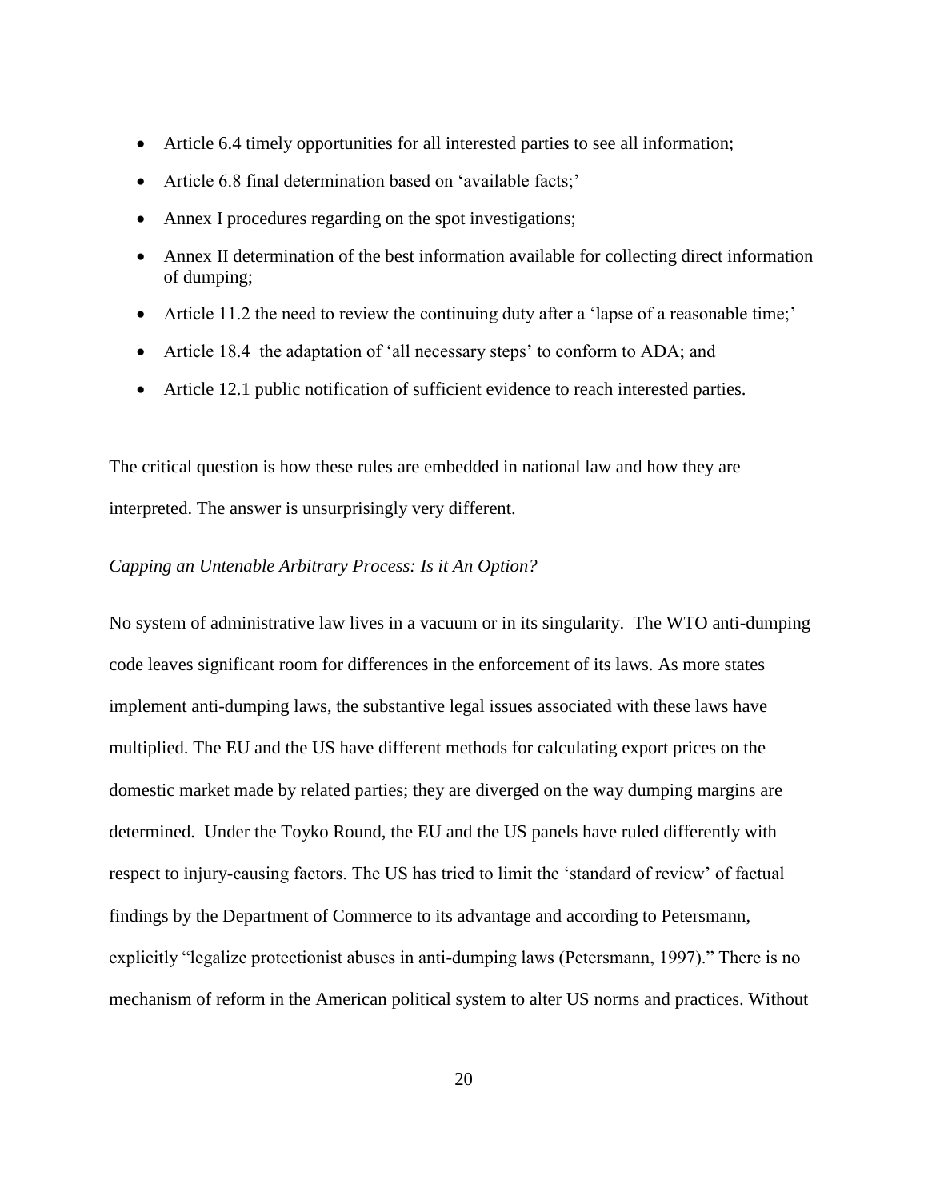- Article 6.4 timely opportunities for all interested parties to see all information;
- Article 6.8 final determination based on 'available facts;'
- Annex I procedures regarding on the spot investigations;
- Annex II determination of the best information available for collecting direct information of dumping;
- Article 11.2 the need to review the continuing duty after a 'lapse of a reasonable time;'
- Article 18.4 the adaptation of 'all necessary steps' to conform to ADA; and
- Article 12.1 public notification of sufficient evidence to reach interested parties.

The critical question is how these rules are embedded in national law and how they are interpreted. The answer is unsurprisingly very different.

*Capping an Untenable Arbitrary Process: Is it An Option?*

No system of administrative law lives in a vacuum or in its singularity. The WTO anti-dumping code leaves significant room for differences in the enforcement of its laws. As more states implement anti-dumping laws, the substantive legal issues associated with these laws have multiplied. The EU and the US have different methods for calculating export prices on the domestic market made by related parties; they are diverged on the way dumping margins are determined. Under the Toyko Round, the EU and the US panels have ruled differently with respect to injury-causing factors. The US has tried to limit the 'standard of review' of factual findings by the Department of Commerce to its advantage and according to Petersmann, explicitly "legalize protectionist abuses in anti-dumping laws (Petersmann, 1997)." There is no mechanism of reform in the American political system to alter US norms and practices. Without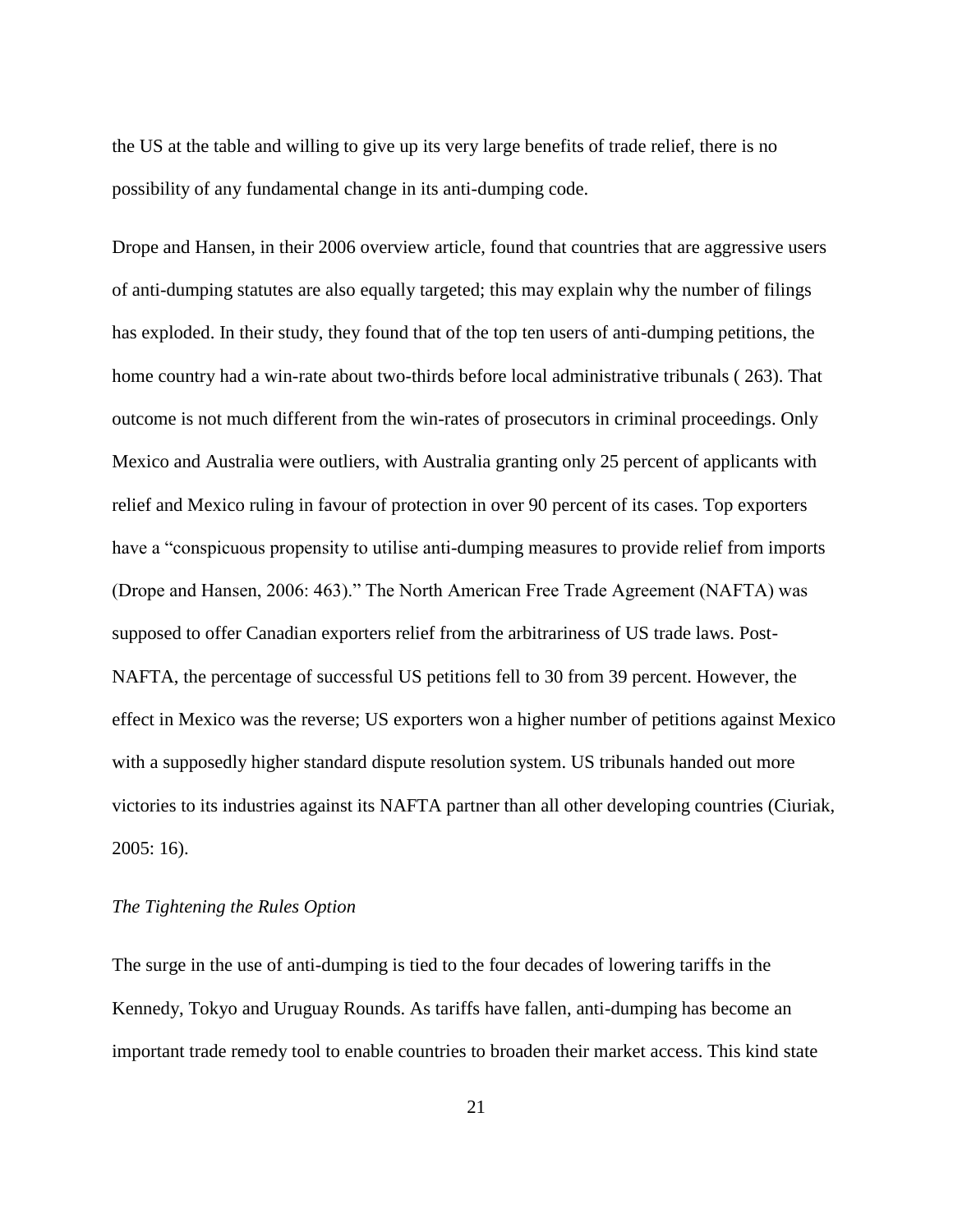the US at the table and willing to give up its very large benefits of trade relief, there is no possibility of any fundamental change in its anti-dumping code.

Drope and Hansen, in their 2006 overview article, found that countries that are aggressive users of anti-dumping statutes are also equally targeted; this may explain why the number of filings has exploded. In their study, they found that of the top ten users of anti-dumping petitions, the home country had a win-rate about two-thirds before local administrative tribunals ( 263). That outcome is not much different from the win-rates of prosecutors in criminal proceedings. Only Mexico and Australia were outliers, with Australia granting only 25 percent of applicants with relief and Mexico ruling in favour of protection in over 90 percent of its cases. Top exporters have a "conspicuous propensity to utilise anti-dumping measures to provide relief from imports (Drope and Hansen, 2006: 463)." The North American Free Trade Agreement (NAFTA) was supposed to offer Canadian exporters relief from the arbitrariness of US trade laws. Post-NAFTA, the percentage of successful US petitions fell to 30 from 39 percent. However, the effect in Mexico was the reverse; US exporters won a higher number of petitions against Mexico with a supposedly higher standard dispute resolution system. US tribunals handed out more victories to its industries against its NAFTA partner than all other developing countries (Ciuriak, 2005: 16).

*The Tightening the Rules Option*

The surge in the use of anti-dumping is tied to the four decades of lowering tariffs in the Kennedy, Tokyo and Uruguay Rounds. As tariffs have fallen, anti-dumping has become an important trade remedy tool to enable countries to broaden their market access. This kind state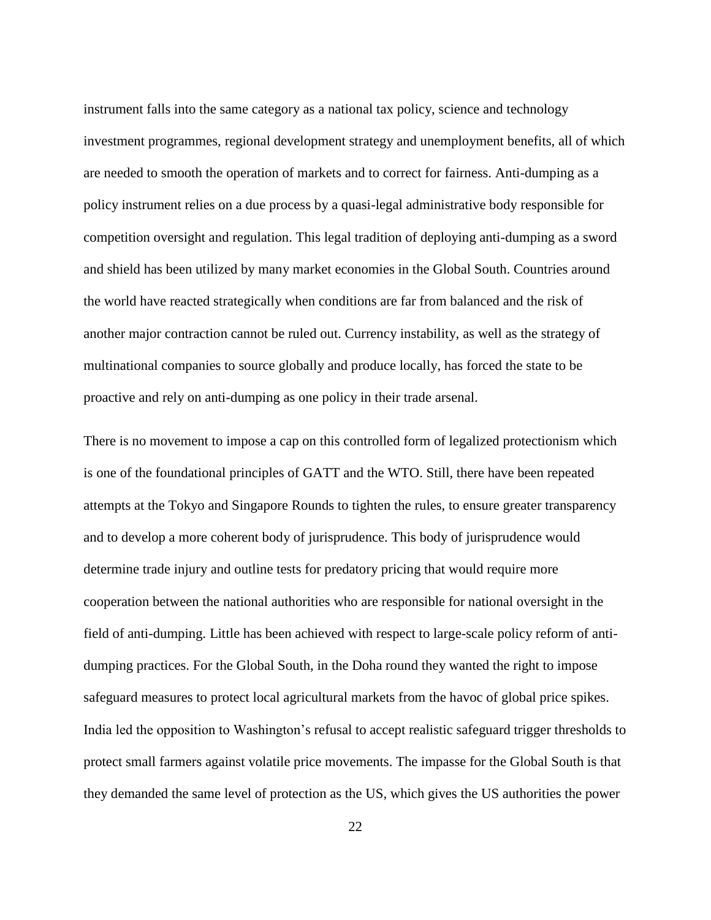instrument falls into the same category as a national tax policy, science and technology investment programmes, regional development strategy and unemployment benefits, all of which are needed to smooth the operation of markets and to correct for fairness. Anti-dumping as a policy instrument relies on a due process by a quasi-legal administrative body responsible for competition oversight and regulation. This legal tradition of deploying anti-dumping as a sword and shield has been utilized by many market economies in the Global South. Countries around the world have reacted strategically when conditions are far from balanced and the risk of another major contraction cannot be ruled out. Currency instability, as well as the strategy of multinational companies to source globally and produce locally, has forced the state to be proactive and rely on anti-dumping as one policy in their trade arsenal.

There is no movement to impose a cap on this controlled form of legalized protectionism which is one of the foundational principles of GATT and the WTO. Still, there have been repeated attempts at the Tokyo and Singapore Rounds to tighten the rules, to ensure greater transparency and to develop a more coherent body of jurisprudence. This body of jurisprudence would determine trade injury and outline tests for predatory pricing that would require more cooperation between the national authorities who are responsible for national oversight in the field of anti-dumping. Little has been achieved with respect to large-scale policy reform of anti-dumping practices. For the Global South, in the Doha round they wanted the right to impose safeguard measures to protect local agricultural markets from the havoc of global price spikes. India led the opposition to Washington's refusal to accept realistic safeguard trigger thresholds to protect small farmers against volatile price movements. The impasse for the Global South is that they demanded the same level of protection as the US, which gives the US authorities the power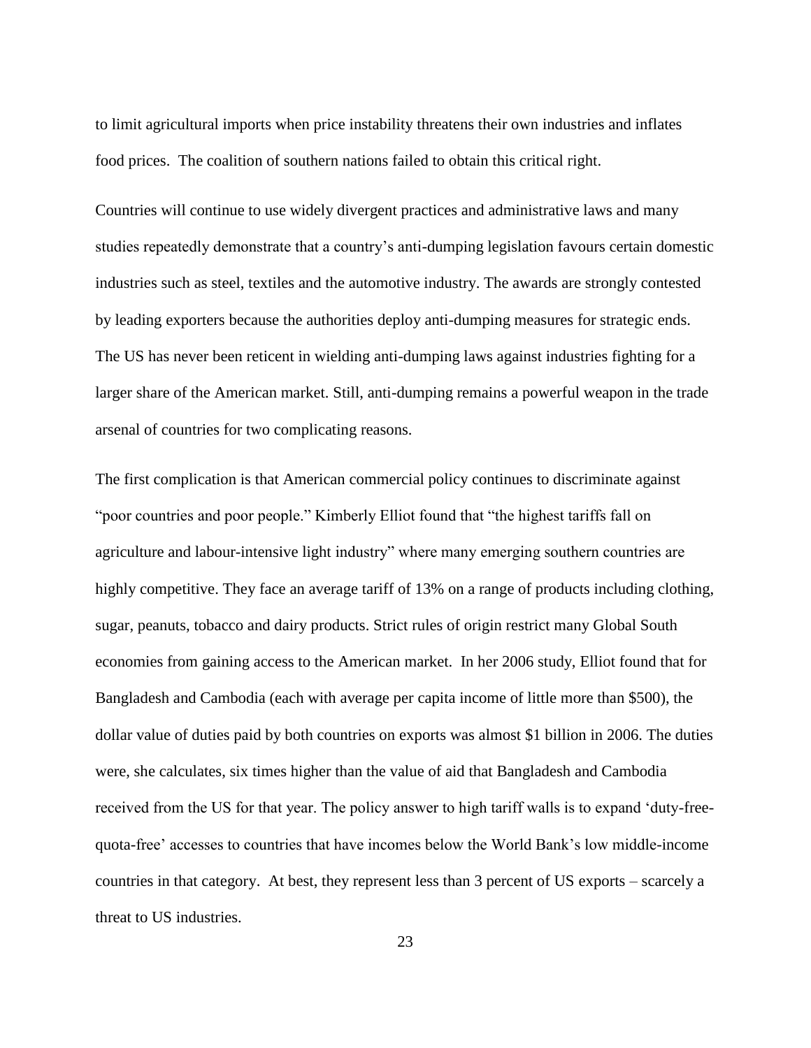to limit agricultural imports when price instability threatens their own industries and inflates food prices. The coalition of southern nations failed to obtain this critical right.

Countries will continue to use widely divergent practices and administrative laws and many studies repeatedly demonstrate that a country's anti-dumping legislation favours certain domestic industries such as steel, textiles and the automotive industry. The awards are strongly contested by leading exporters because the authorities deploy anti-dumping measures for strategic ends. The US has never been reticent in wielding anti-dumping laws against industries fighting for a larger share of the American market. Still, anti-dumping remains a powerful weapon in the trade arsenal of countries for two complicating reasons.

The first complication is that American commercial policy continues to discriminate against "poor countries and poor people." Kimberly Elliot found that "the highest tariffs fall on agriculture and labour-intensive light industry" where many emerging southern countries are highly competitive. They face an average tariff of 13% on a range of products including clothing, sugar, peanuts, tobacco and dairy products. Strict rules of origin restrict many Global South economies from gaining access to the American market. In her 2006 study, Elliot found that for Bangladesh and Cambodia (each with average per capita income of little more than $500), the dollar value of duties paid by both countries on exports was almost $1 billion in 2006. The duties were, she calculates, six times higher than the value of aid that Bangladesh and Cambodia received from the US for that year. The policy answer to high tariff walls is to expand 'duty-free-quota-free' accesses to countries that have incomes below the World Bank's low middle-income countries in that category. At best, they represent less than 3 percent of US exports – scarcely a threat to US industries.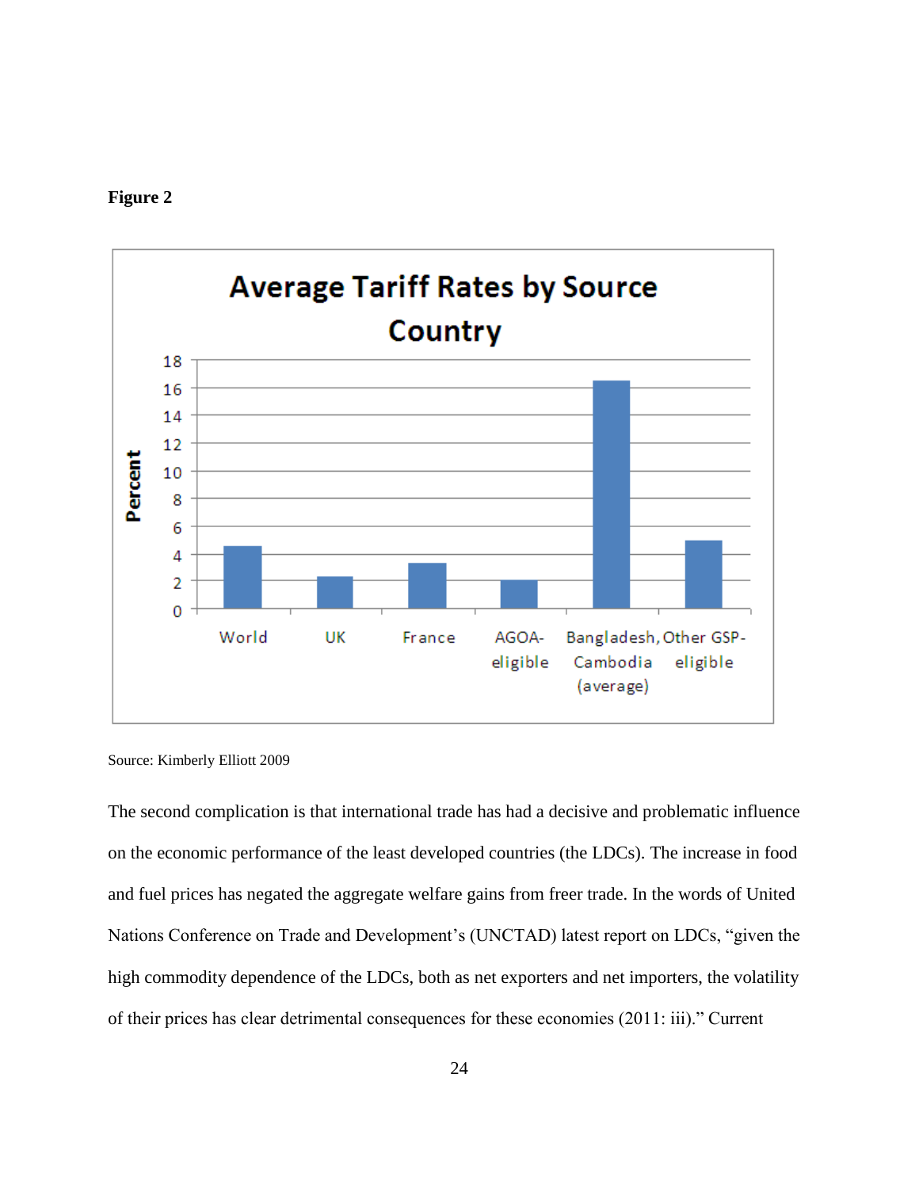**Figure 2**

Average Tariff Rates by Source Country

Source: Kimberly Elliott 2009

The second complication is that international trade has had a decisive and problematic influence on the economic performance of the least developed countries (the LDCs). The increase in food and fuel prices has negated the aggregate welfare gains from freer trade. In the words of United Nations Conference on Trade and Development's (UNCTAD) latest report on LDCs, "given the high commodity dependence of the LDCs, both as net exporters and net importers, the volatility of their prices has clear detrimental consequences for these economies (2011: iii)." Current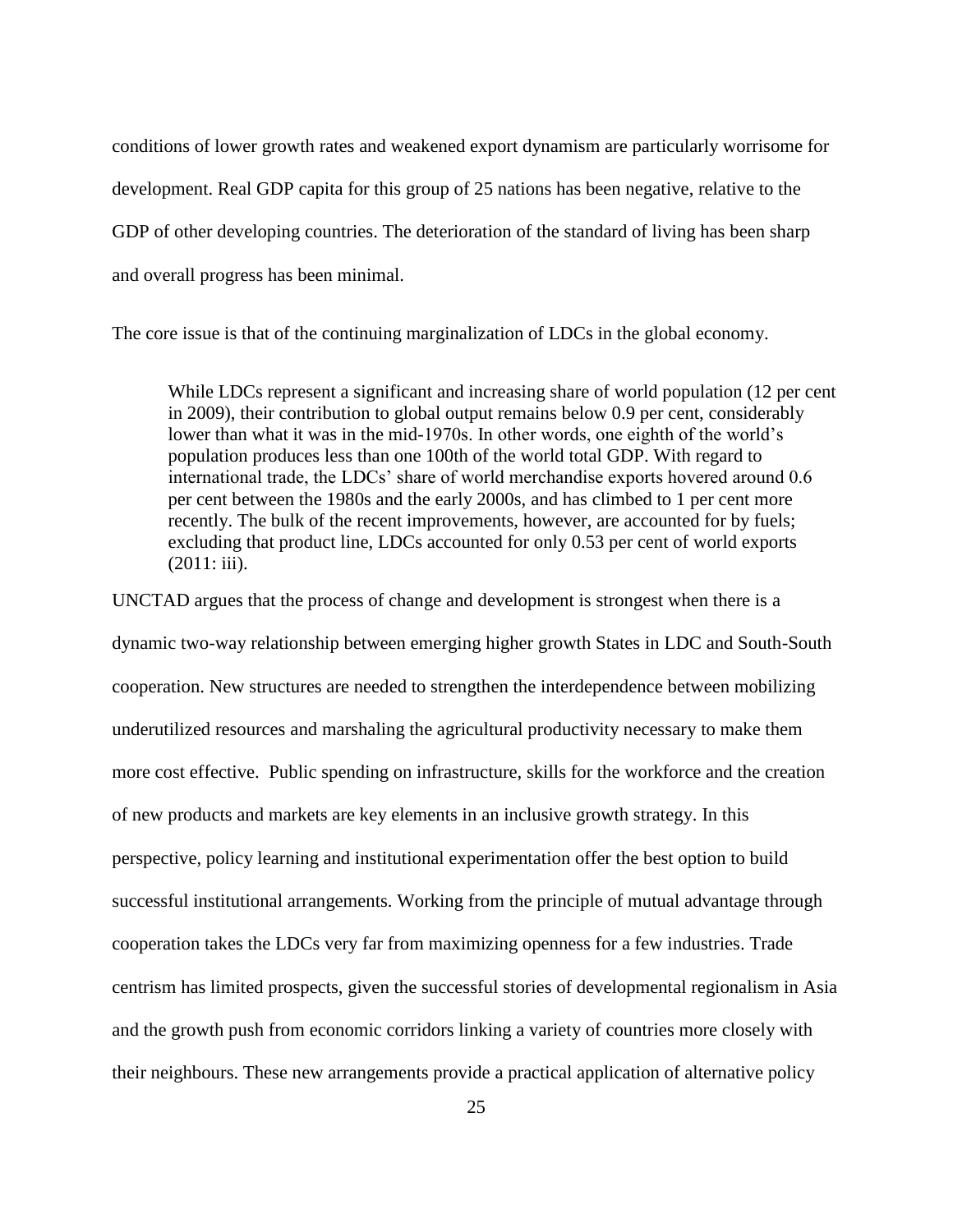conditions of lower growth rates and weakened export dynamism are particularly worrisome for development. Real GDP capita for this group of 25 nations has been negative, relative to the GDP of other developing countries. The deterioration of the standard of living has been sharp and overall progress has been minimal.

The core issue is that of the continuing marginalization of LDCs in the global economy.

> While LDCs represent a significant and increasing share of world population (12 per cent in 2009), their contribution to global output remains below 0.9 per cent, considerably lower than what it was in the mid-1970s. In other words, one eighth of the world's population produces less than one 100th of the world total GDP. With regard to international trade, the LDCs' share of world merchandise exports hovered around 0.6 per cent between the 1980s and the early 2000s, and has climbed to 1 per cent more recently. The bulk of the recent improvements, however, are accounted for by fuels; excluding that product line, LDCs accounted for only 0.53 per cent of world exports (2011: iii).

UNCTAD argues that the process of change and development is strongest when there is a dynamic two-way relationship between emerging higher growth States in LDC and South-South cooperation. New structures are needed to strengthen the interdependence between mobilizing underutilized resources and marshaling the agricultural productivity necessary to make them more cost effective. Public spending on infrastructure, skills for the workforce and the creation of new products and markets are key elements in an inclusive growth strategy. In this perspective, policy learning and institutional experimentation offer the best option to build successful institutional arrangements. Working from the principle of mutual advantage through cooperation takes the LDCs very far from maximizing openness for a few industries. Trade centrism has limited prospects, given the successful stories of developmental regionalism in Asia and the growth push from economic corridors linking a variety of countries more closely with their neighbours. These new arrangements provide a practical application of alternative policy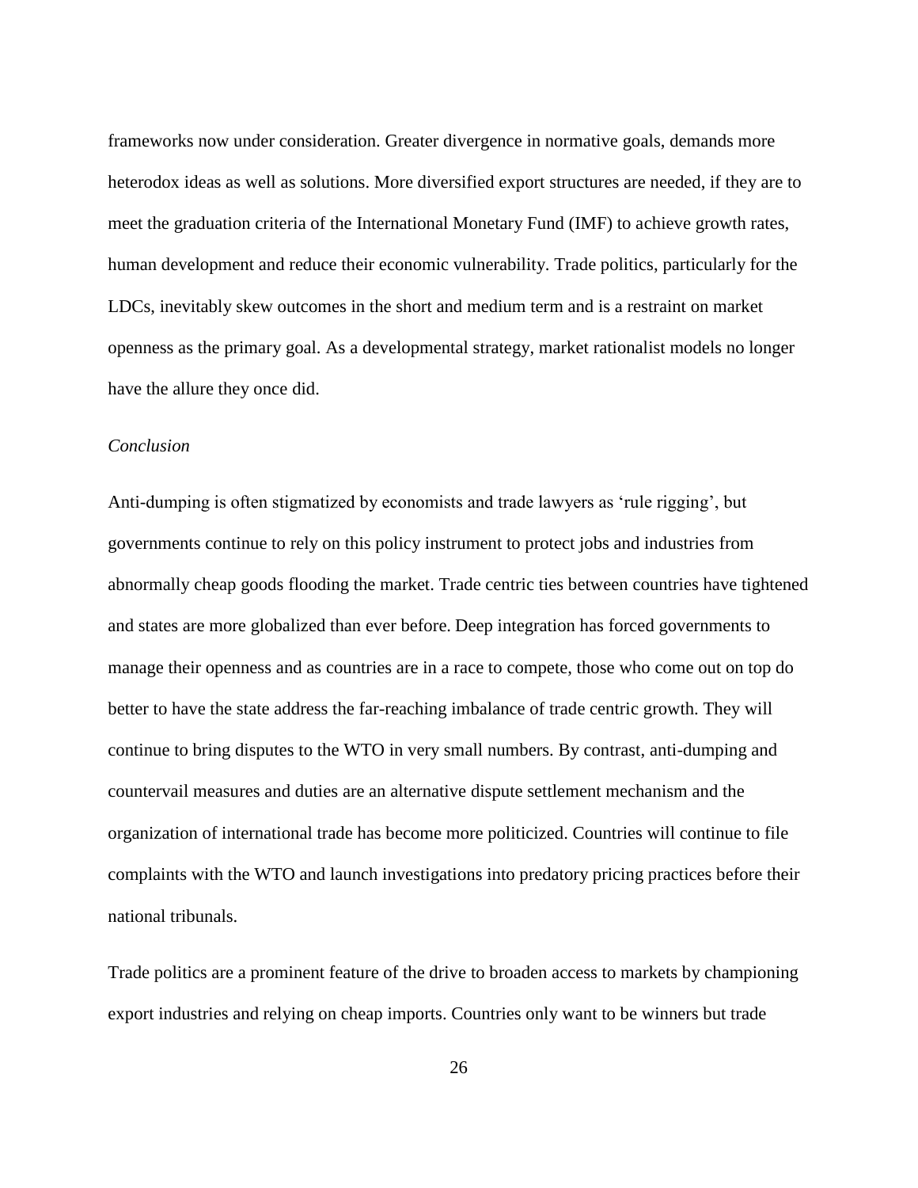frameworks now under consideration. Greater divergence in normative goals, demands more heterodox ideas as well as solutions. More diversified export structures are needed, if they are to meet the graduation criteria of the International Monetary Fund (IMF) to achieve growth rates, human development and reduce their economic vulnerability. Trade politics, particularly for the LDCs, inevitably skew outcomes in the short and medium term and is a restraint on market openness as the primary goal. As a developmental strategy, market rationalist models no longer have the allure they once did.

*Conclusion*

Anti-dumping is often stigmatized by economists and trade lawyers as 'rule rigging', but governments continue to rely on this policy instrument to protect jobs and industries from abnormally cheap goods flooding the market. Trade centric ties between countries have tightened and states are more globalized than ever before. Deep integration has forced governments to manage their openness and as countries are in a race to compete, those who come out on top do better to have the state address the far-reaching imbalance of trade centric growth. They will continue to bring disputes to the WTO in very small numbers. By contrast, anti-dumping and countervail measures and duties are an alternative dispute settlement mechanism and the organization of international trade has become more politicized. Countries will continue to file complaints with the WTO and launch investigations into predatory pricing practices before their national tribunals.

Trade politics are a prominent feature of the drive to broaden access to markets by championing export industries and relying on cheap imports. Countries only want to be winners but trade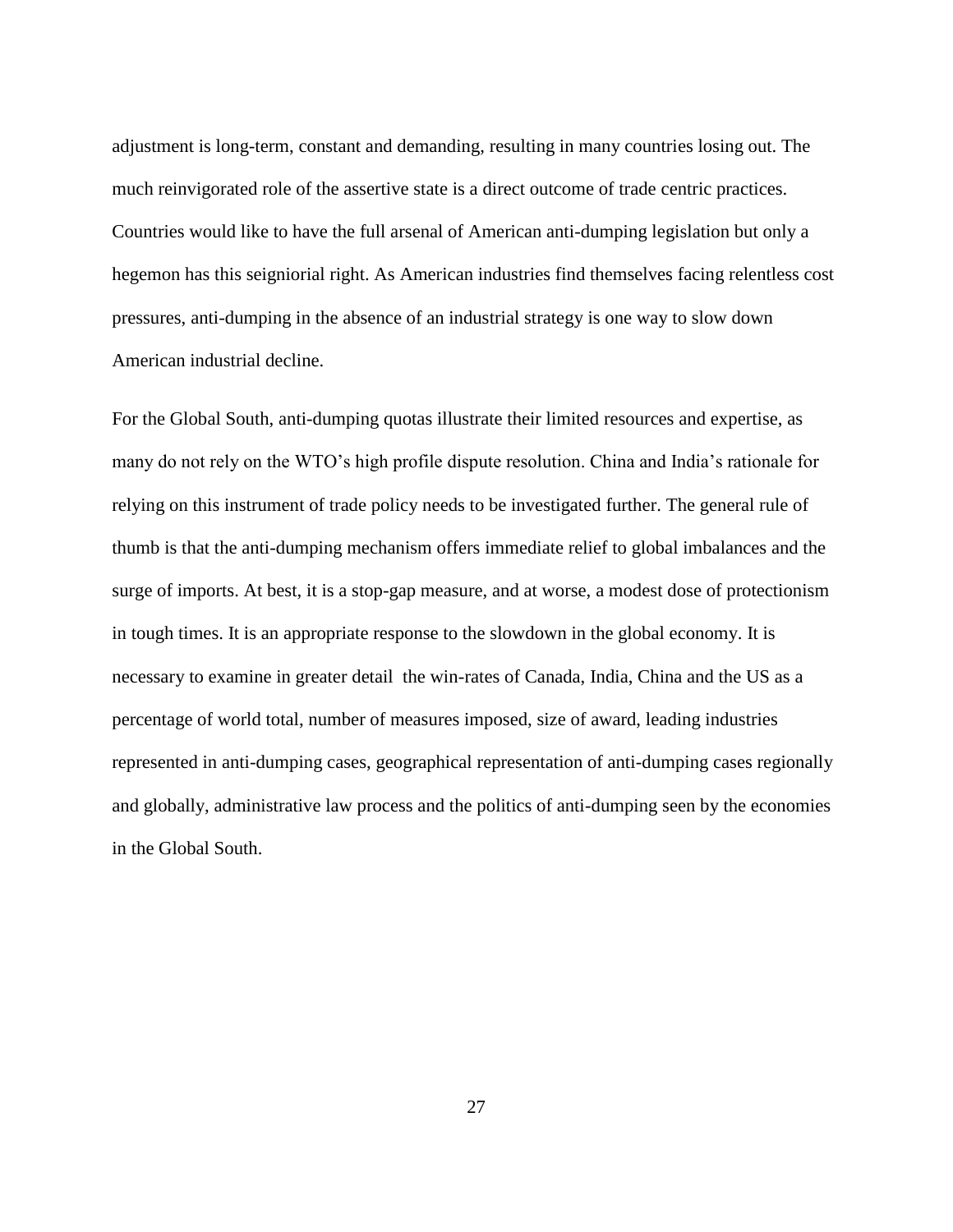adjustment is long-term, constant and demanding, resulting in many countries losing out. The much reinvigorated role of the assertive state is a direct outcome of trade centric practices. Countries would like to have the full arsenal of American anti-dumping legislation but only a hegemon has this seigniorial right. As American industries find themselves facing relentless cost pressures, anti-dumping in the absence of an industrial strategy is one way to slow down American industrial decline.

For the Global South, anti-dumping quotas illustrate their limited resources and expertise, as many do not rely on the WTO's high profile dispute resolution. China and India's rationale for relying on this instrument of trade policy needs to be investigated further. The general rule of thumb is that the anti-dumping mechanism offers immediate relief to global imbalances and the surge of imports. At best, it is a stop-gap measure, and at worse, a modest dose of protectionism in tough times. It is an appropriate response to the slowdown in the global economy. It is necessary to examine in greater detail the win-rates of Canada, India, China and the US as a percentage of world total, number of measures imposed, size of award, leading industries represented in anti-dumping cases, geographical representation of anti-dumping cases regionally and globally, administrative law process and the politics of anti-dumping seen by the economies in the Global South.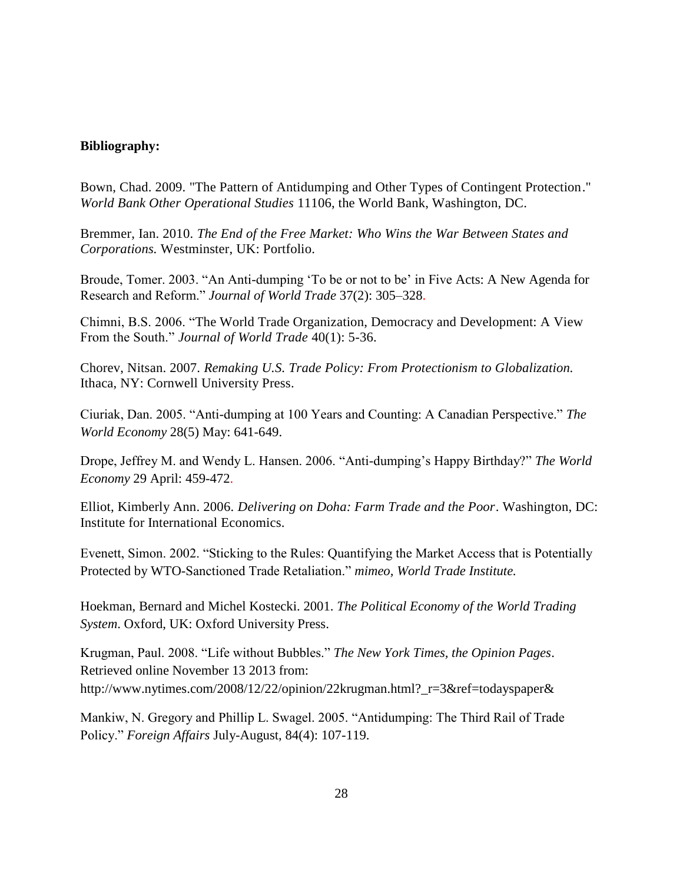**Bibliography:**

Bown, Chad. 2009. "The Pattern of Antidumping and Other Types of Contingent Protection." *World Bank Other Operational Studies* 11106, the World Bank, Washington, DC.

Bremmer, Ian. 2010. *The End of the Free Market: Who Wins the War Between States and Corporations.* Westminster, UK: Portfolio.

Broude, Tomer. 2003. "An Anti-dumping 'To be or not to be' in Five Acts: A New Agenda for Research and Reform." *Journal of World Trade* 37(2): 305–328.

Chimni, B.S. 2006. "The World Trade Organization, Democracy and Development: A View From the South." *Journal of World Trade* 40(1): 5-36.

Chorev, Nitsan. 2007. *Remaking U.S. Trade Policy: From Protectionism to Globalization.* Ithaca, NY: Cornwell University Press.

Ciuriak, Dan. 2005. "Anti-dumping at 100 Years and Counting: A Canadian Perspective." *The World Economy* 28(5) May: 641-649.

Drope, Jeffrey M. and Wendy L. Hansen. 2006. "Anti-dumping's Happy Birthday?" *The World Economy* 29 April: 459-472.

Elliot, Kimberly Ann. 2006. *Delivering on Doha: Farm Trade and the Poor*. Washington, DC: Institute for International Economics.

Evenett, Simon. 2002. "Sticking to the Rules: Quantifying the Market Access that is Potentially Protected by WTO-Sanctioned Trade Retaliation." *mimeo, World Trade Institute.*

Hoekman, Bernard and Michel Kostecki. 2001. *The Political Economy of the World Trading System*. Oxford, UK: Oxford University Press.

Krugman, Paul. 2008. "Life without Bubbles." *The New York Times, the Opinion Pages*. Retrieved online November 13 2013 from: http://www.nytimes.com/2008/12/22/opinion/22krugman.html?_r=3&ref=todayspaper&

Mankiw, N. Gregory and Phillip L. Swagel. 2005. "Antidumping: The Third Rail of Trade Policy." *Foreign Affairs* July-August, 84(4): 107-119.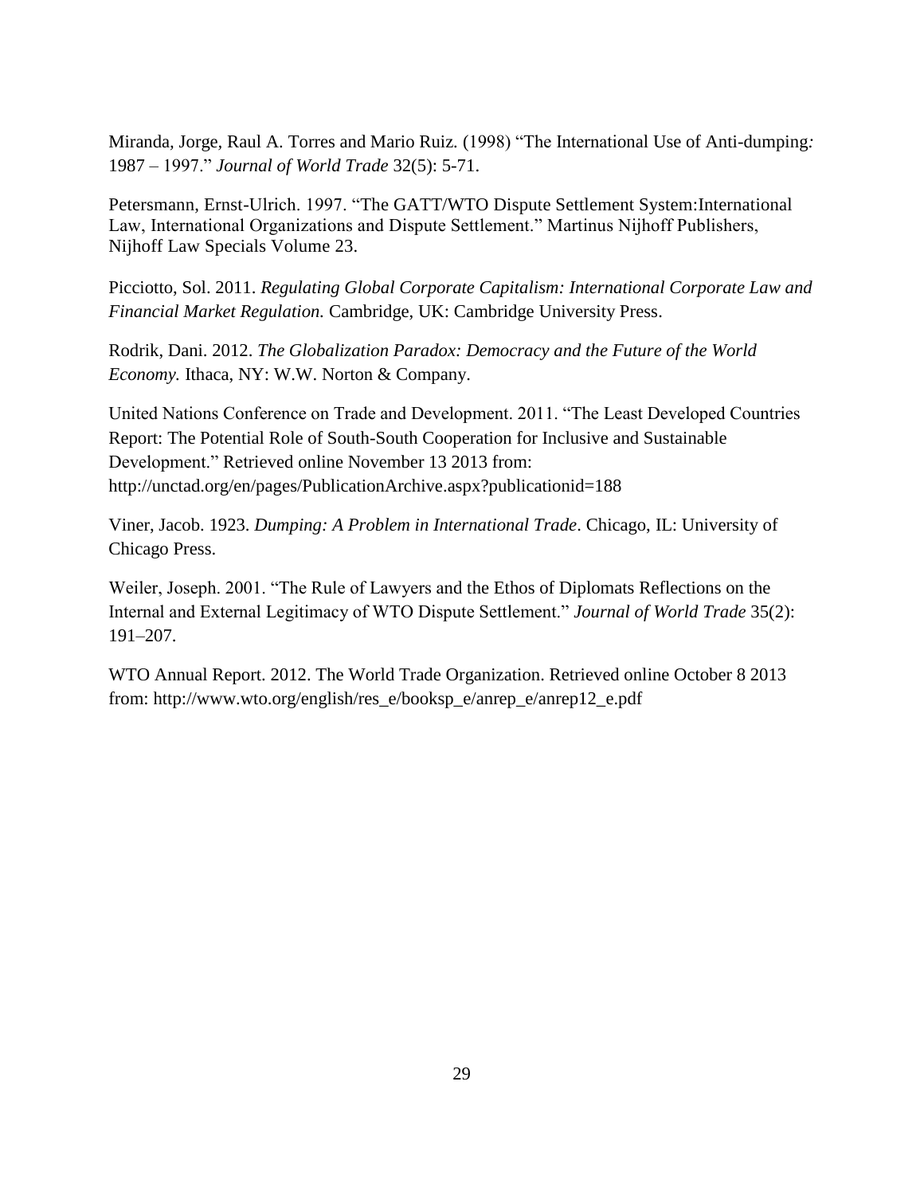Miranda, Jorge, Raul A. Torres and Mario Ruiz. (1998) "The International Use of Anti-dumping*:* 1987 – 1997." *Journal of World Trade* 32(5): 5-71.

Petersmann, Ernst-Ulrich. 1997. "The GATT/WTO Dispute Settlement System:International Law, International Organizations and Dispute Settlement." Martinus Nijhoff Publishers, Nijhoff Law Specials Volume 23.

Picciotto, Sol. 2011. *Regulating Global Corporate Capitalism: International Corporate Law and Financial Market Regulation.* Cambridge, UK: Cambridge University Press.

Rodrik, Dani. 2012. *The Globalization Paradox: Democracy and the Future of the World Economy.* Ithaca, NY: W.W. Norton & Company.

United Nations Conference on Trade and Development. 2011. "The Least Developed Countries Report: The Potential Role of South-South Cooperation for Inclusive and Sustainable Development." Retrieved online November 13 2013 from: http://unctad.org/en/pages/PublicationArchive.aspx?publicationid=188

Viner, Jacob. 1923. *Dumping: A Problem in International Trade*. Chicago, IL: University of Chicago Press.

Weiler, Joseph. 2001. "The Rule of Lawyers and the Ethos of Diplomats Reflections on the Internal and External Legitimacy of WTO Dispute Settlement." *Journal of World Trade* 35(2): 191–207.

WTO Annual Report. 2012. The World Trade Organization. Retrieved online October 8 2013 from: http://www.wto.org/english/res_e/booksp_e/anrep_e/anrep12_e.pdf